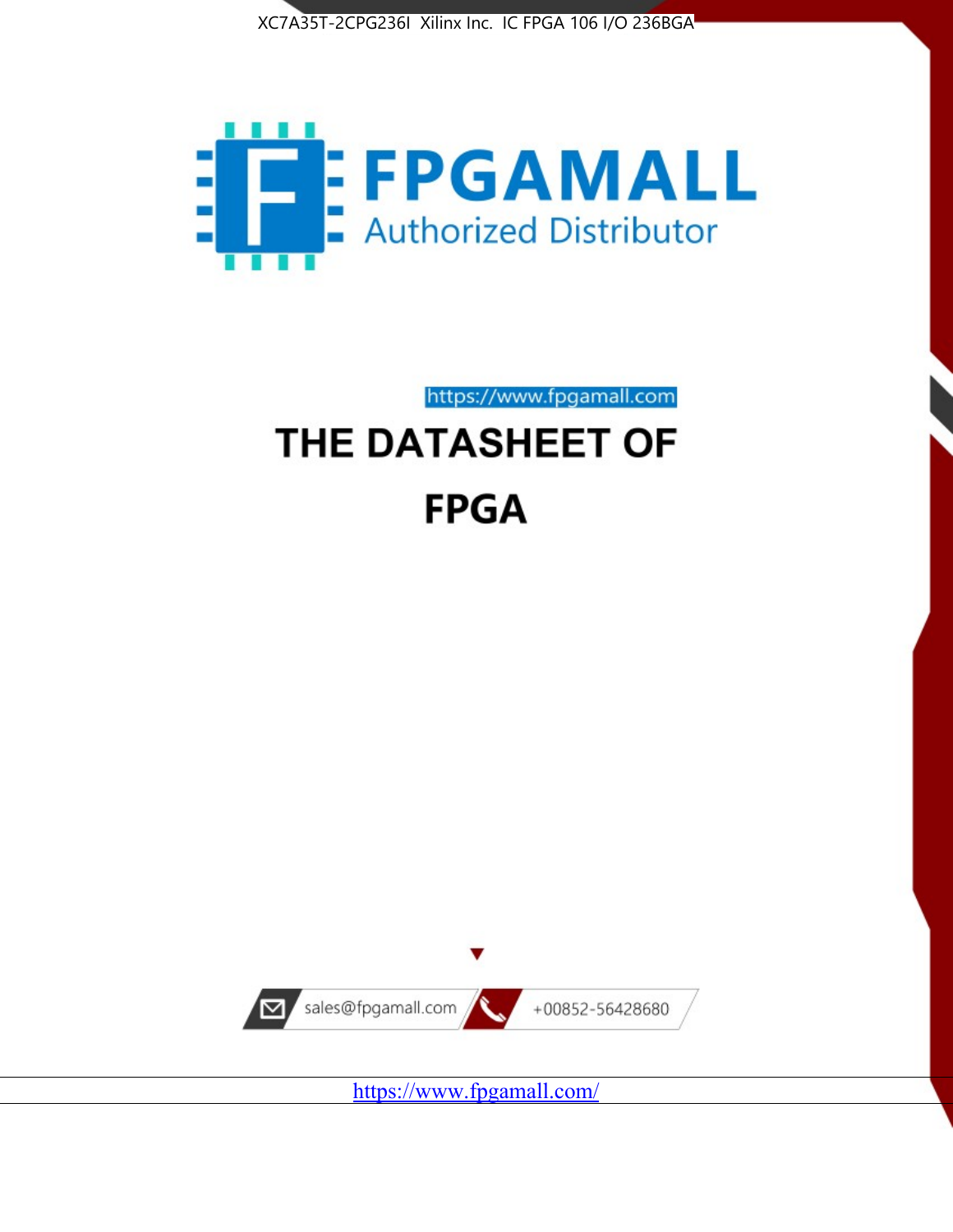XC7A35T-2CPG236I Xilinx Inc. IC FPGA 106 I/O 236BGA

FPGAMALL

Authorized Distributor

https://www.fpgamall.com

# THE DATASHEET OF

# FPGA

sales@fpgamall.com

+00852-56428680

https://www.fpgamall.com/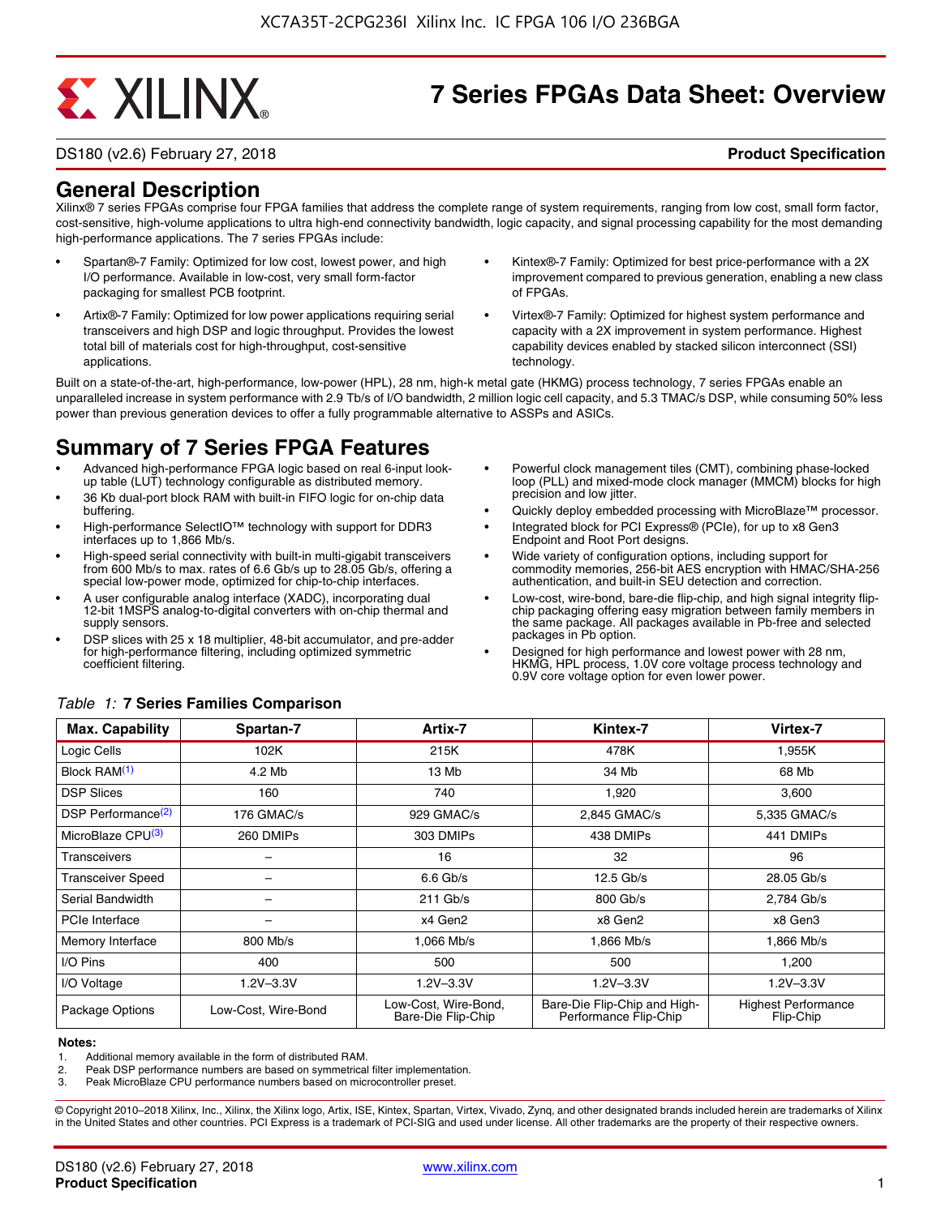# 7 Series FPGAs Data Sheet: Overview

DS180 (v2.6) February 27, 2018 **Product Specification**

## General Description

Xilinx® 7 series FPGAs comprise four FPGA families that address the complete range of system requirements, ranging from low cost, small form factor, cost-sensitive, high-volume applications to ultra high-end connectivity bandwidth, logic capacity, and signal processing capability for the most demanding high-performance applications. The 7 series FPGAs include:

- Spartan®-7 Family: Optimized for low cost, lowest power, and high I/O performance. Available in low-cost, very small form-factor packaging for smallest PCB footprint.
- Artix®-7 Family: Optimized for low power applications requiring serial transceivers and high DSP and logic throughput. Provides the lowest total bill of materials cost for high-throughput, cost-sensitive applications.
- Kintex®-7 Family: Optimized for best price-performance with a 2X improvement compared to previous generation, enabling a new class of FPGAs.
- Virtex®-7 Family: Optimized for highest system performance and capacity with a 2X improvement in system performance. Highest capability devices enabled by stacked silicon interconnect (SSI) technology.

Built on a state-of-the-art, high-performance, low-power (HPL), 28 nm, high-k metal gate (HKMG) process technology, 7 series FPGAs enable an unparalleled increase in system performance with 2.9 Tb/s of I/O bandwidth, 2 million logic cell capacity, and 5.3 TMAC/s DSP, while consuming 50% less power than previous generation devices to offer a fully programmable alternative to ASSPs and ASICs.

## Summary of 7 Series FPGA Features

- Advanced high-performance FPGA logic based on real 6-input look-up table (LUT) technology configurable as distributed memory.
- 36 Kb dual-port block RAM with built-in FIFO logic for on-chip data buffering.
- High-performance SelectIO™ technology with support for DDR3 interfaces up to 1,866 Mb/s.
- High-speed serial connectivity with built-in multi-gigabit transceivers from 600 Mb/s to max. rates of 6.6 Gb/s up to 28.05 Gb/s, offering a special low-power mode, optimized for chip-to-chip interfaces.
- A user configurable analog interface (XADC), incorporating dual 12-bit 1MSPS analog-to-digital converters with on-chip thermal and supply sensors.
- DSP slices with 25 x 18 multiplier, 48-bit accumulator, and pre-adder for high-performance filtering, including optimized symmetric coefficient filtering.
- Powerful clock management tiles (CMT), combining phase-locked loop (PLL) and mixed-mode clock manager (MMCM) blocks for high precision and low jitter.
- Quickly deploy embedded processing with MicroBlaze™ processor.
- Integrated block for PCI Express® (PCIe), for up to x8 Gen3 Endpoint and Root Port designs.
- Wide variety of configuration options, including support for commodity memories, 256-bit AES encryption with HMAC/SHA-256 authentication, and built-in SEU detection and correction.
- Low-cost, wire-bond, bare-die flip-chip, and high signal integrity flip-chip packaging offering easy migration between family members in the same package. All packages available in Pb-free and selected packages in Pb option.
- Designed for high performance and lowest power with 28 nm, HKMG, HPL process, 1.0V core voltage process technology and 0.9V core voltage option for even lower power.

*Table 1:* **7 Series Families Comparison**

| Max. Capability | Spartan-7 | Artix-7 | Kintex-7 | Virtex-7 |
|---|---|---|---|---|
| Logic Cells | 102K | 215K | 478K | 1,955K |
| Block RAM(1) | 4.2 Mb | 13 Mb | 34 Mb | 68 Mb |
| DSP Slices | 160 | 740 | 1,920 | 3,600 |
| DSP Performance(2) | 176 GMAC/s | 929 GMAC/s | 2,845 GMAC/s | 5,335 GMAC/s |
| MicroBlaze CPU(3) | 260 DMIPs | 303 DMIPs | 438 DMIPs | 441 DMIPs |
| Transceivers | – | 16 | 32 | 96 |
| Transceiver Speed | – | 6.6 Gb/s | 12.5 Gb/s | 28.05 Gb/s |
| Serial Bandwidth | – | 211 Gb/s | 800 Gb/s | 2,784 Gb/s |
| PCIe Interface | – | x4 Gen2 | x8 Gen2 | x8 Gen3 |
| Memory Interface | 800 Mb/s | 1,066 Mb/s | 1,866 Mb/s | 1,866 Mb/s |
| I/O Pins | 400 | 500 | 500 | 1,200 |
| I/O Voltage | 1.2V–3.3V | 1.2V–3.3V | 1.2V–3.3V | 1.2V–3.3V |
| Package Options | Low-Cost, Wire-Bond | Low-Cost, Wire-Bond, Bare-Die Flip-Chip | Bare-Die Flip-Chip and High-Performance Flip-Chip | Highest Performance Flip-Chip |

**Notes:**

1. Additional memory available in the form of distributed RAM.
2. Peak DSP performance numbers are based on symmetrical filter implementation.
3. Peak MicroBlaze CPU performance numbers based on microcontroller preset.

© Copyright 2010–2018 Xilinx, Inc., Xilinx, the Xilinx logo, Artix, ISE, Kintex, Spartan, Virtex, Vivado, Zynq, and other designated brands included herein are trademarks of Xilinx in the United States and other countries. PCI Express is a trademark of PCI-SIG and used under license. All other trademarks are the property of their respective owners.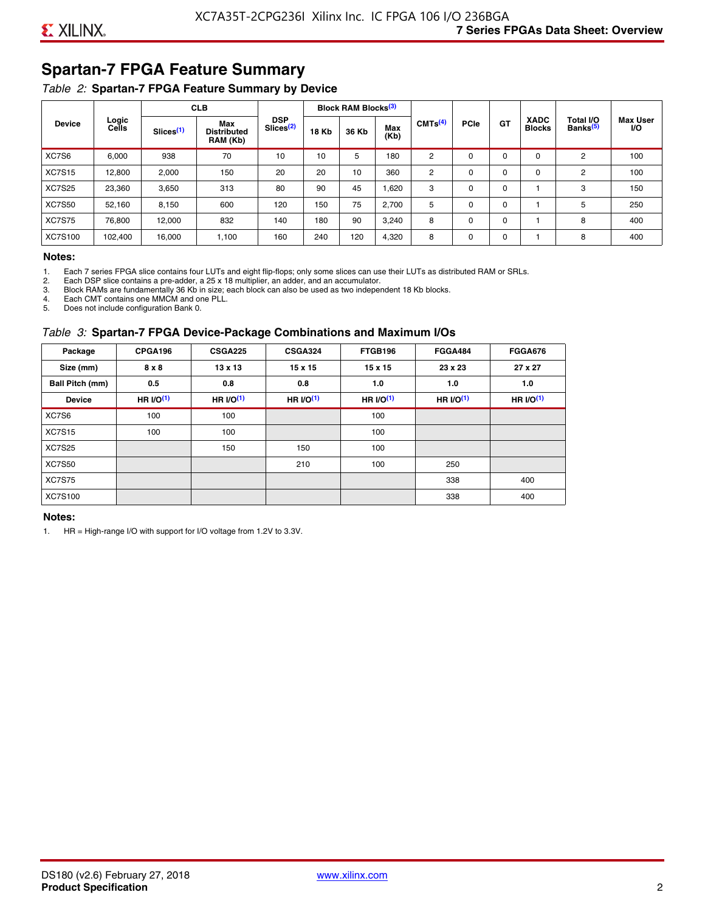## Spartan-7 FPGA Feature Summary

*Table 2:* **Spartan-7 FPGA Feature Summary by Device**

| Device | Logic Cells | CLB | | DSP Slices[(2)] | Block RAM Blocks[(3)] | | | CMTs[(4)] | PCIe | GT | XADC Blocks | Total I/O Banks[(5)] | Max User I/O |
|---|---|---|---|---|---|---|---|---|---|---|---|---|---|
| | | Slices[(1)] | Max Distributed RAM (Kb) | | 18 Kb | 36 Kb | Max (Kb) | | | | | | |
| XC7S6 | 6,000 | 938 | 70 | 10 | 10 | 5 | 180 | 2 | 0 | 0 | 0 | 2 | 100 |
| XC7S15 | 12,800 | 2,000 | 150 | 20 | 20 | 10 | 360 | 2 | 0 | 0 | 0 | 2 | 100 |
| XC7S25 | 23,360 | 3,650 | 313 | 80 | 90 | 45 | 1,620 | 3 | 0 | 0 | 1 | 3 | 150 |
| XC7S50 | 52,160 | 8,150 | 600 | 120 | 150 | 75 | 2,700 | 5 | 0 | 0 | 1 | 5 | 250 |
| XC7S75 | 76,800 | 12,000 | 832 | 140 | 180 | 90 | 3,240 | 8 | 0 | 0 | 1 | 8 | 400 |
| XC7S100 | 102,400 | 16,000 | 1,100 | 160 | 240 | 120 | 4,320 | 8 | 0 | 0 | 1 | 8 | 400 |

**Notes:**

1. Each 7 series FPGA slice contains four LUTs and eight flip-flops; only some slices can use their LUTs as distributed RAM or SRLs.
2. Each DSP slice contains a pre-adder, a 25 x 18 multiplier, an adder, and an accumulator.
3. Block RAMs are fundamentally 36 Kb in size; each block can also be used as two independent 18 Kb blocks.
4. Each CMT contains one MMCM and one PLL.
5. Does not include configuration Bank 0.

*Table 3:* **Spartan-7 FPGA Device-Package Combinations and Maximum I/Os**

| Package | CPGA196 | CSGA225 | CSGA324 | FTGB196 | FGGA484 | FGGA676 |
|---|---|---|---|---|---|---|
| **Size (mm)** | **8 x 8** | **13 x 13** | **15 x 15** | **15 x 15** | **23 x 23** | **27 x 27** |
| **Ball Pitch (mm)** | **0.5** | **0.8** | **0.8** | **1.0** | **1.0** | **1.0** |
| **Device** | **HR I/O[(1)]** | **HR I/O[(1)]** | **HR I/O[(1)]** | **HR I/O[(1)]** | **HR I/O[(1)]** | **HR I/O[(1)]** |
| XC7S6 | 100 | 100 | | 100 | | |
| XC7S15 | 100 | 100 | | 100 | | |
| XC7S25 | | 150 | 150 | 100 | | |
| XC7S50 | | | 210 | 100 | 250 | |
| XC7S75 | | | | | 338 | 400 |
| XC7S100 | | | | | 338 | 400 |

**Notes:**

1. HR = High-range I/O with support for I/O voltage from 1.2V to 3.3V.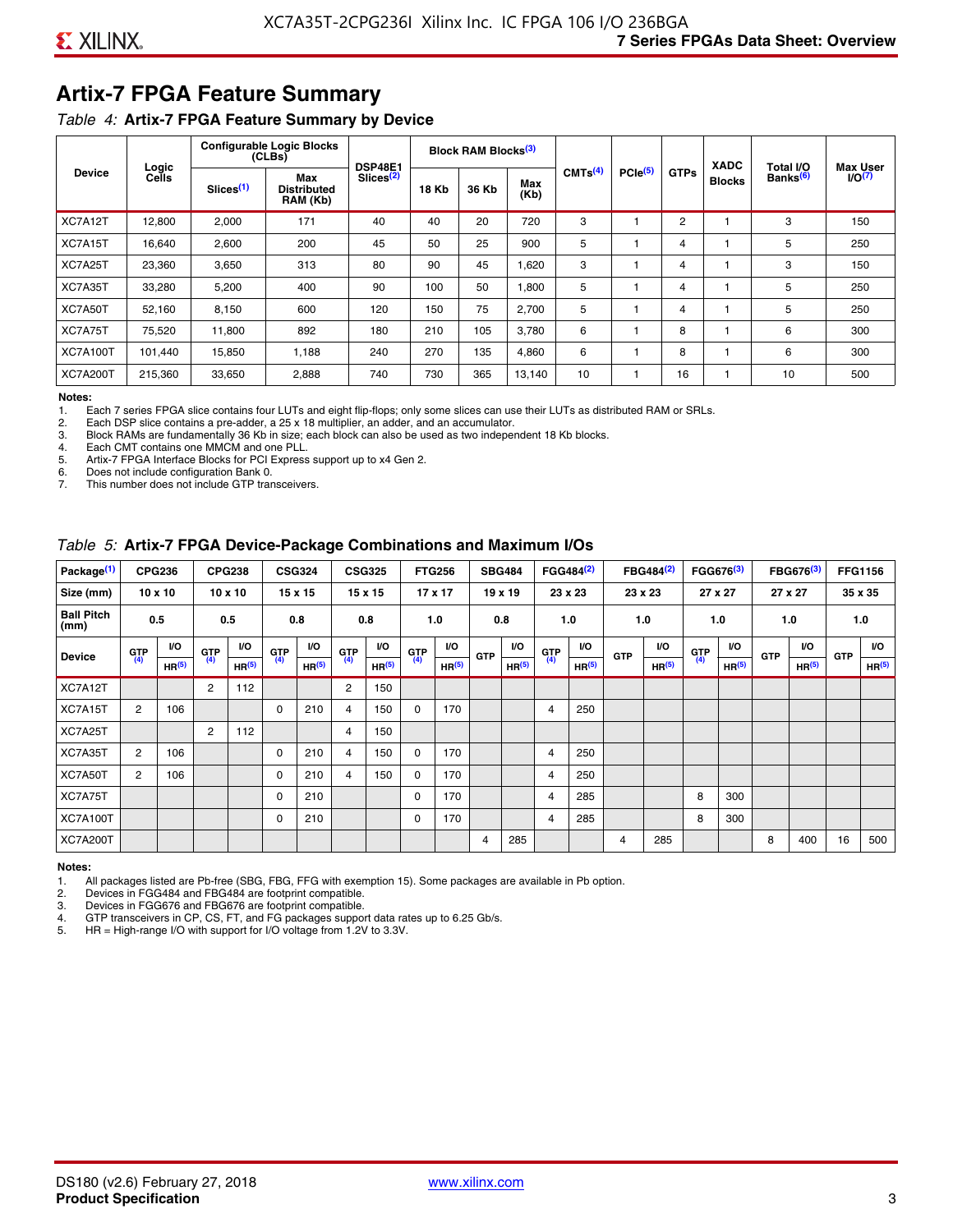# Artix-7 FPGA Feature Summary

*Table 4:* **Artix-7 FPGA Feature Summary by Device**

| Device | Logic Cells | Configurable Logic Blocks (CLBs) | | DSP48E1 Slices[2] | Block RAM Blocks[3] | | | CMTs[4] | PCIe[5] | GTPs | XADC Blocks | Total I/O Banks[6] | Max User I/O[7] |
|---|---|---|---|---|---|---|---|---|---|---|---|---|---|
| | | Slices[1] | Max Distributed RAM (Kb) | | 18 Kb | 36 Kb | Max (Kb) | | | | | | |
| XC7A12T | 12,800 | 2,000 | 171 | 40 | 40 | 20 | 720 | 3 | 1 | 2 | 1 | 3 | 150 |
| XC7A15T | 16,640 | 2,600 | 200 | 45 | 50 | 25 | 900 | 5 | 1 | 4 | 1 | 5 | 250 |
| XC7A25T | 23,360 | 3,650 | 313 | 80 | 90 | 45 | 1,620 | 3 | 1 | 4 | 1 | 3 | 150 |
| XC7A35T | 33,280 | 5,200 | 400 | 90 | 100 | 50 | 1,800 | 5 | 1 | 4 | 1 | 5 | 250 |
| XC7A50T | 52,160 | 8,150 | 600 | 120 | 150 | 75 | 2,700 | 5 | 1 | 4 | 1 | 5 | 250 |
| XC7A75T | 75,520 | 11,800 | 892 | 180 | 210 | 105 | 3,780 | 6 | 1 | 8 | 1 | 6 | 300 |
| XC7A100T | 101,440 | 15,850 | 1,188 | 240 | 270 | 135 | 4,860 | 6 | 1 | 8 | 1 | 6 | 300 |
| XC7A200T | 215,360 | 33,650 | 2,888 | 740 | 730 | 365 | 13,140 | 10 | 1 | 16 | 1 | 10 | 500 |

**Notes:**

1. Each 7 series FPGA slice contains four LUTs and eight flip-flops; only some slices can use their LUTs as distributed RAM or SRLs.
2. Each DSP slice contains a pre-adder, a 25 x 18 multiplier, an adder, and an accumulator.
3. Block RAMs are fundamentally 36 Kb in size; each block can also be used as two independent 18 Kb blocks.
4. Each CMT contains one MMCM and one PLL.
5. Artix-7 FPGA Interface Blocks for PCI Express support up to x4 Gen 2.
6. Does not include configuration Bank 0.
7. This number does not include GTP transceivers.

*Table 5:* **Artix-7 FPGA Device-Package Combinations and Maximum I/Os**

| Package[1] | CPG236 | | CPG238 | | CSG324 | | CSG325 | | FTG256 | | SBG484 | | FGG484[2] | | FBG484[2] | | FGG676[3] | | FBG676[3] | | FFG1156 | |
|---|---|---|---|---|---|---|---|---|---|---|---|---|---|---|---|---|---|---|---|---|---|---|
| Size (mm) | 10 x 10 | | 10 x 10 | | 15 x 15 | | 15 x 15 | | 17 x 17 | | 19 x 19 | | 23 x 23 | | 23 x 23 | | 27 x 27 | | 27 x 27 | | 35 x 35 | |
| Ball Pitch (mm) | 0.5 | | 0.5 | | 0.8 | | 0.8 | | 1.0 | | 0.8 | | 1.0 | | 1.0 | | 1.0 | | 1.0 | | 1.0 | |
| Device | GTP[4] | I/O HR[5] | GTP[4] | I/O HR[5] | GTP[4] | I/O HR[5] | GTP[4] | I/O HR[5] | GTP[4] | I/O HR[5] | GTP | I/O HR[5] | GTP[4] | I/O HR[5] | GTP | I/O HR[5] | GTP[4] | I/O HR[5] | GTP | I/O HR[5] | GTP | I/O HR[5] |
| XC7A12T | | | 2 | 112 | | | 2 | 150 | | | | | | | | | | | | | | |
| XC7A15T | 2 | 106 | | | 0 | 210 | 4 | 150 | 0 | 170 | | | 4 | 250 | | | | | | | | |
| XC7A25T | | | 2 | 112 | | | 4 | 150 | | | | | | | | | | | | | | |
| XC7A35T | 2 | 106 | | | 0 | 210 | 4 | 150 | 0 | 170 | | | 4 | 250 | | | | | | | | |
| XC7A50T | 2 | 106 | | | 0 | 210 | 4 | 150 | 0 | 170 | | | 4 | 250 | | | | | | | | |
| XC7A75T | | | | | 0 | 210 | | | 0 | 170 | | | 4 | 285 | | | 8 | 300 | | | | |
| XC7A100T | | | | | 0 | 210 | | | 0 | 170 | | | 4 | 285 | | | 8 | 300 | | | | |
| XC7A200T | | | | | | | | | | | 4 | 285 | | | 4 | 285 | | | 8 | 400 | 16 | 500 |

**Notes:**

1. All packages listed are Pb-free (SBG, FBG, FFG with exemption 15). Some packages are available in Pb option.
2. Devices in FGG484 and FBG484 are footprint compatible.
3. Devices in FGG676 and FBG676 are footprint compatible.
4. GTP transceivers in CP, CS, FT, and FG packages support data rates up to 6.25 Gb/s.
5. HR = High-range I/O with support for I/O voltage from 1.2V to 3.3V.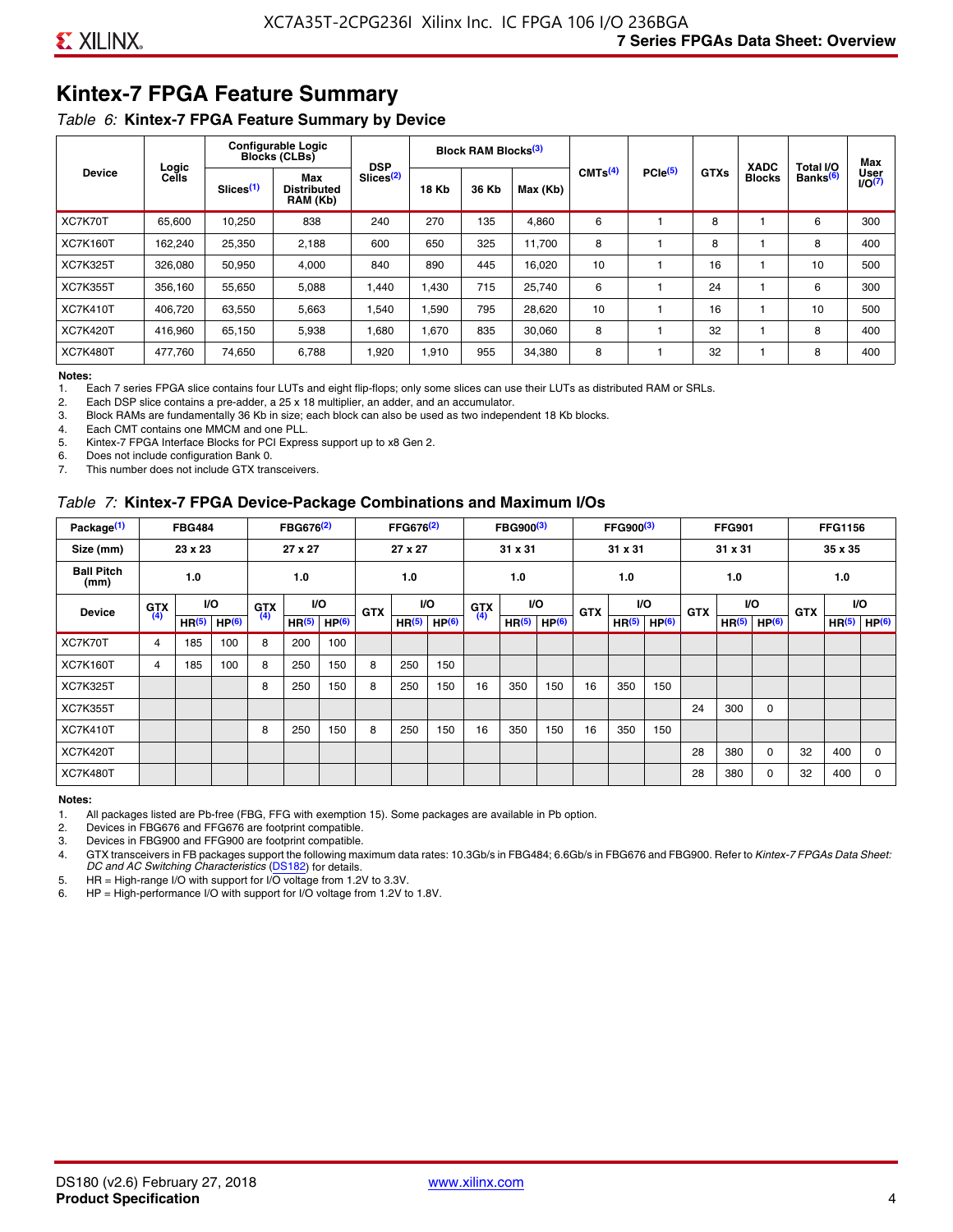# Kintex-7 FPGA Feature Summary

*Table 6:* **Kintex-7 FPGA Feature Summary by Device**

| Device | Logic Cells | Configurable Logic Blocks (CLBs) | | DSP Slices(2) | Block RAM Blocks(3) | | | CMTs(4) | PCIe(5) | GTXs | XADC Blocks | Total I/O Banks(6) | Max User I/O(7) |
|---|---|---|---|---|---|---|---|---|---|---|---|---|---|
| | | Slices(1) | Max Distributed RAM (Kb) | | 18 Kb | 36 Kb | Max (Kb) | | | | | | |
| XC7K70T | 65,600 | 10,250 | 838 | 240 | 270 | 135 | 4,860 | 6 | 1 | 8 | 1 | 6 | 300 |
| XC7K160T | 162,240 | 25,350 | 2,188 | 600 | 650 | 325 | 11,700 | 8 | 1 | 8 | 1 | 8 | 400 |
| XC7K325T | 326,080 | 50,950 | 4,000 | 840 | 890 | 445 | 16,020 | 10 | 1 | 16 | 1 | 10 | 500 |
| XC7K355T | 356,160 | 55,650 | 5,088 | 1,440 | 1,430 | 715 | 25,740 | 6 | 1 | 24 | 1 | 6 | 300 |
| XC7K410T | 406,720 | 63,550 | 5,663 | 1,540 | 1,590 | 795 | 28,620 | 10 | 1 | 16 | 1 | 10 | 500 |
| XC7K420T | 416,960 | 65,150 | 5,938 | 1,680 | 1,670 | 835 | 30,060 | 8 | 1 | 32 | 1 | 8 | 400 |
| XC7K480T | 477,760 | 74,650 | 6,788 | 1,920 | 1,910 | 955 | 34,380 | 8 | 1 | 32 | 1 | 8 | 400 |

**Notes:**

1. Each 7 series FPGA slice contains four LUTs and eight flip-flops; only some slices can use their LUTs as distributed RAM or SRLs.
2. Each DSP slice contains a pre-adder, a 25 x 18 multiplier, an adder, and an accumulator.
3. Block RAMs are fundamentally 36 Kb in size; each block can also be used as two independent 18 Kb blocks.
4. Each CMT contains one MMCM and one PLL.
5. Kintex-7 FPGA Interface Blocks for PCI Express support up to x8 Gen 2.
6. Does not include configuration Bank 0.
7. This number does not include GTX transceivers.

*Table 7:* **Kintex-7 FPGA Device-Package Combinations and Maximum I/Os**

| Package(1) | FBG484 | | | FBG676(2) | | | FFG676(2) | | | FBG900(3) | | | FFG900(3) | | | FFG901 | | | FFG1156 | | |
|---|---|---|---|---|---|---|---|---|---|---|---|---|---|---|---|---|---|---|---|---|---|
| Size (mm) | 23 x 23 | | | 27 x 27 | | | 27 x 27 | | | 31 x 31 | | | 31 x 31 | | | 31 x 31 | | | 35 x 35 | | |
| Ball Pitch (mm) | 1.0 | | | 1.0 | | | 1.0 | | | 1.0 | | | 1.0 | | | 1.0 | | | 1.0 | | |
| Device | GTX(4) | I/O | | GTX(4) | I/O | | GTX | I/O | | GTX(4) | I/O | | GTX | I/O | | GTX | I/O | | GTX | I/O | |
| | | HR(5) | HP(6) | | HR(5) | HP(6) | | HR(5) | HP(6) | | HR(5) | HP(6) | | HR(5) | HP(6) | | HR(5) | HP(6) | | HR(5) | HP(6) |
| XC7K70T | 4 | 185 | 100 | 8 | 200 | 100 | | | | | | | | | | | | | | | |
| XC7K160T | 4 | 185 | 100 | 8 | 250 | 150 | 8 | 250 | 150 | | | | | | | | | | | | |
| XC7K325T | | | | 8 | 250 | 150 | 8 | 250 | 150 | 16 | 350 | 150 | 16 | 350 | 150 | | | | | | |
| XC7K355T | | | | | | | | | | | | | | | | 24 | 300 | 0 | | | |
| XC7K410T | | | | 8 | 250 | 150 | 8 | 250 | 150 | 16 | 350 | 150 | 16 | 350 | 150 | | | | | | |
| XC7K420T | | | | | | | | | | | | | | | | 28 | 380 | 0 | 32 | 400 | 0 |
| XC7K480T | | | | | | | | | | | | | | | | 28 | 380 | 0 | 32 | 400 | 0 |

**Notes:**

1. All packages listed are Pb-free (FBG, FFG with exemption 15). Some packages are available in Pb option.
2. Devices in FBG676 and FFG676 are footprint compatible.
3. Devices in FBG900 and FFG900 are footprint compatible.
4. GTX transceivers in FB packages support the following maximum data rates: 10.3Gb/s in FBG484; 6.6Gb/s in FBG676 and FBG900. Refer to *Kintex-7 FPGAs Data Sheet: DC and AC Switching Characteristics* (DS182) for details.
5. HR = High-range I/O with support for I/O voltage from 1.2V to 3.3V.
6. HP = High-performance I/O with support for I/O voltage from 1.2V to 1.8V.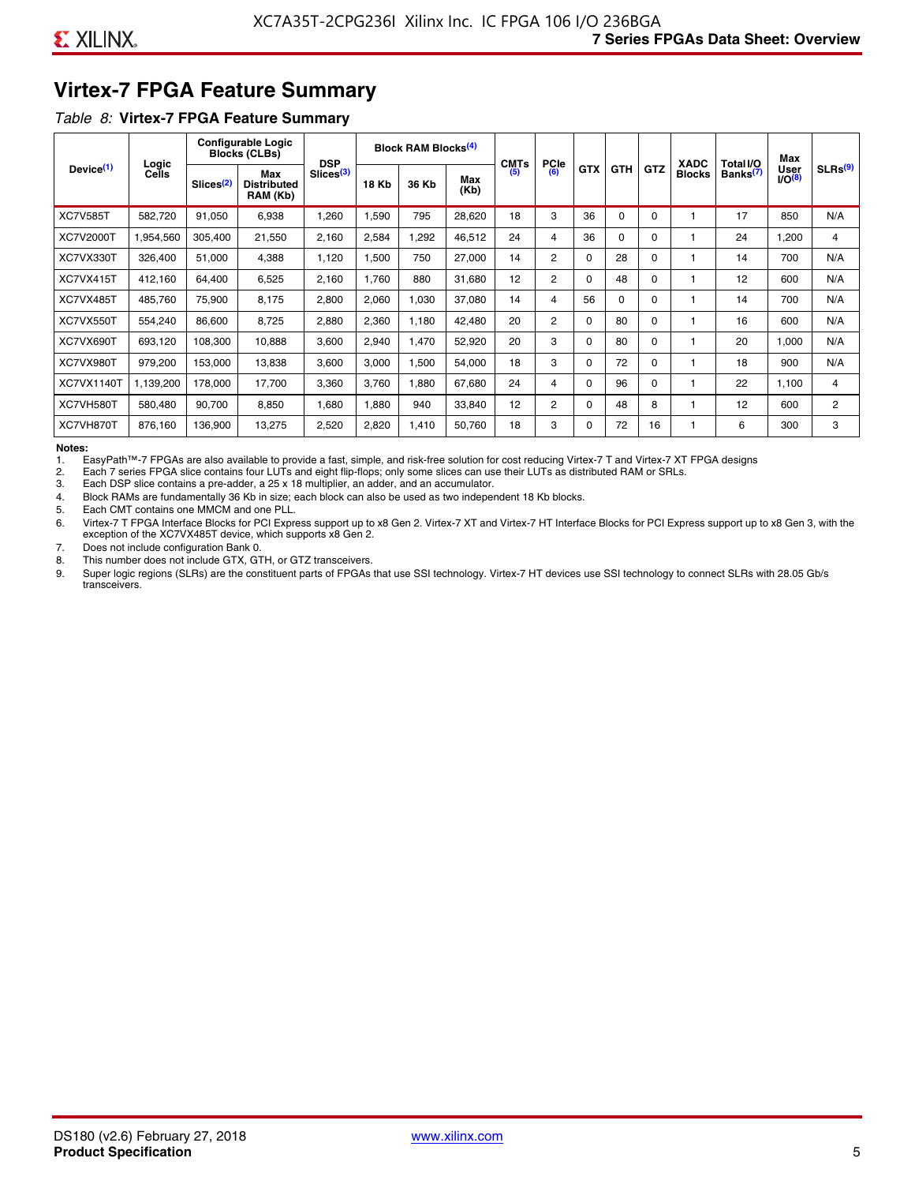## Virtex-7 FPGA Feature Summary

*Table 8:* **Virtex-7 FPGA Feature Summary**

| Device[1] | Logic Cells | Configurable Logic Blocks (CLBs) | | DSP Slices[3] | Block RAM Blocks[4] | | | CMTs[5] | PCIe[6] | GTX | GTH | GTZ | XADC Blocks | Total I/O Banks[7] | Max User I/O[8] | SLRs[9] |
|---|---|---|---|---|---|---|---|---|---|---|---|---|---|---|---|---|
| | | Slices[2] | Max Distributed RAM (Kb) | | 18 Kb | 36 Kb | Max (Kb) | | | | | | | | | |
| XC7V585T | 582,720 | 91,050 | 6,938 | 1,260 | 1,590 | 795 | 28,620 | 18 | 3 | 36 | 0 | 0 | 1 | 17 | 850 | N/A |
| XC7V2000T | 1,954,560 | 305,400 | 21,550 | 2,160 | 2,584 | 1,292 | 46,512 | 24 | 4 | 36 | 0 | 0 | 1 | 24 | 1,200 | 4 |
| XC7VX330T | 326,400 | 51,000 | 4,388 | 1,120 | 1,500 | 750 | 27,000 | 14 | 2 | 0 | 28 | 0 | 1 | 14 | 700 | N/A |
| XC7VX415T | 412,160 | 64,400 | 6,525 | 2,160 | 1,760 | 880 | 31,680 | 12 | 2 | 0 | 48 | 0 | 1 | 12 | 600 | N/A |
| XC7VX485T | 485,760 | 75,900 | 8,175 | 2,800 | 2,060 | 1,030 | 37,080 | 14 | 4 | 56 | 0 | 0 | 1 | 14 | 700 | N/A |
| XC7VX550T | 554,240 | 86,600 | 8,725 | 2,880 | 2,360 | 1,180 | 42,480 | 20 | 2 | 0 | 80 | 0 | 1 | 16 | 600 | N/A |
| XC7VX690T | 693,120 | 108,300 | 10,888 | 3,600 | 2,940 | 1,470 | 52,920 | 20 | 3 | 0 | 80 | 0 | 1 | 20 | 1,000 | N/A |
| XC7VX980T | 979,200 | 153,000 | 13,838 | 3,600 | 3,000 | 1,500 | 54,000 | 18 | 3 | 0 | 72 | 0 | 1 | 18 | 900 | N/A |
| XC7VX1140T | 1,139,200 | 178,000 | 17,700 | 3,360 | 3,760 | 1,880 | 67,680 | 24 | 4 | 0 | 96 | 0 | 1 | 22 | 1,100 | 4 |
| XC7VH580T | 580,480 | 90,700 | 8,850 | 1,680 | 1,880 | 940 | 33,840 | 12 | 2 | 0 | 48 | 8 | 1 | 12 | 600 | 2 |
| XC7VH870T | 876,160 | 136,900 | 13,275 | 2,520 | 2,820 | 1,410 | 50,760 | 18 | 3 | 0 | 72 | 16 | 1 | 6 | 300 | 3 |

**Notes:**

1. EasyPath™-7 FPGAs are also available to provide a fast, simple, and risk-free solution for cost reducing Virtex-7 T and Virtex-7 XT FPGA designs
2. Each 7 series FPGA slice contains four LUTs and eight flip-flops; only some slices can use their LUTs as distributed RAM or SRLs.
3. Each DSP slice contains a pre-adder, a 25 x 18 multiplier, an adder, and an accumulator.
4. Block RAMs are fundamentally 36 Kb in size; each block can also be used as two independent 18 Kb blocks.
5. Each CMT contains one MMCM and one PLL.
6. Virtex-7 T FPGA Interface Blocks for PCI Express support up to x8 Gen 2. Virtex-7 XT and Virtex-7 HT Interface Blocks for PCI Express support up to x8 Gen 3, with the exception of the XC7VX485T device, which supports x8 Gen 2.
7. Does not include configuration Bank 0.
8. This number does not include GTX, GTH, or GTZ transceivers.
9. Super logic regions (SLRs) are the constituent parts of FPGAs that use SSI technology. Virtex-7 HT devices use SSI technology to connect SLRs with 28.05 Gb/s transceivers.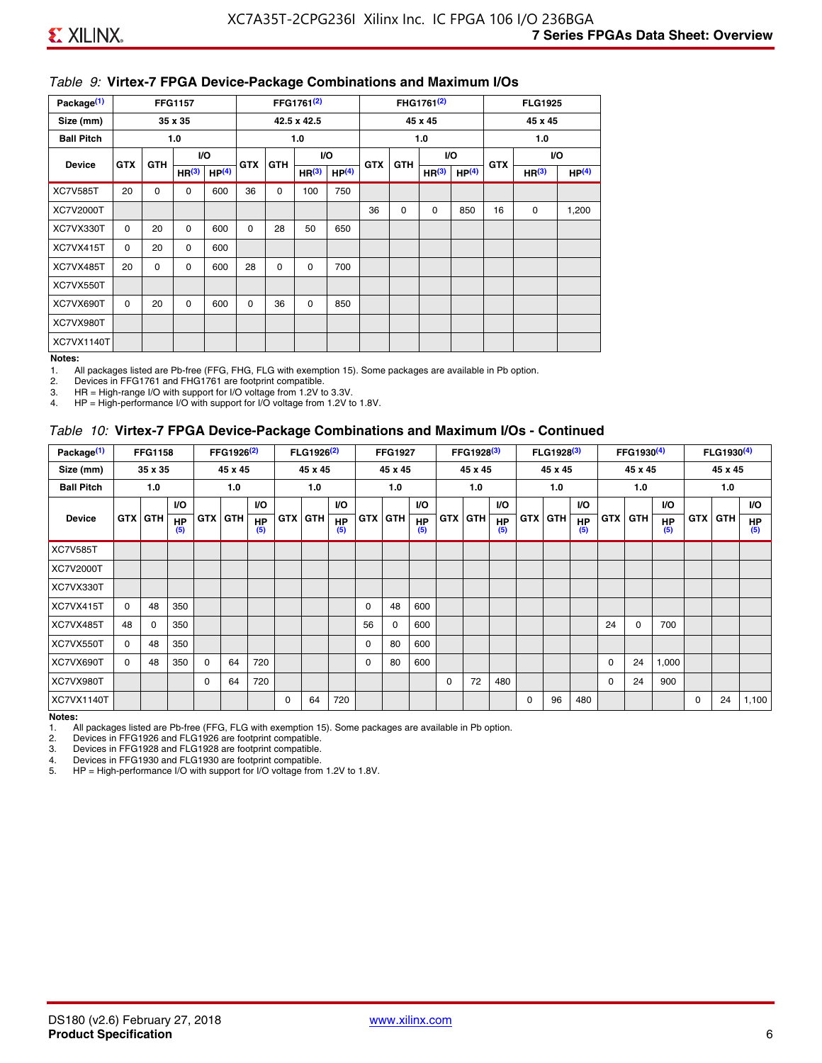*Table 9:* **Virtex-7 FPGA Device-Package Combinations and Maximum I/Os**

| Package[(1)] | FFG1157 | | | | FFG1761[(2)] | | | | FHG1761[(2)] | | | | FLG1925 | | |
|---|---|---|---|---|---|---|---|---|---|---|---|---|---|---|---|
| Size (mm) | 35 x 35 | | | | 42.5 x 42.5 | | | | 45 x 45 | | | | 45 x 45 | | |
| Ball Pitch | 1.0 | | | | 1.0 | | | | 1.0 | | | | 1.0 | | |
| Device | GTX | GTH | I/O HR[(3)] | I/O HP[(4)] | GTX | GTH | I/O HR[(3)] | I/O HP[(4)] | GTX | GTH | I/O HR[(3)] | I/O HP[(4)] | GTX | I/O HR[(3)] | I/O HP[(4)] |
| XC7V585T | 20 | 0 | 0 | 600 | 36 | 0 | 100 | 750 | | | | | | | |
| XC7V2000T | | | | | | | | | 36 | 0 | 0 | 850 | 16 | 0 | 1,200 |
| XC7VX330T | 0 | 20 | 0 | 600 | 0 | 28 | 50 | 650 | | | | | | | |
| XC7VX415T | 0 | 20 | 0 | 600 | | | | | | | | | | | |
| XC7VX485T | 20 | 0 | 0 | 600 | 28 | 0 | 0 | 700 | | | | | | | |
| XC7VX550T | | | | | | | | | | | | | | | |
| XC7VX690T | 0 | 20 | 0 | 600 | 0 | 36 | 0 | 850 | | | | | | | |
| XC7VX980T | | | | | | | | | | | | | | | |
| XC7VX1140T | | | | | | | | | | | | | | | |

**Notes:**
1. All packages listed are Pb-free (FFG, FHG, FLG with exemption 15). Some packages are available in Pb option.
2. Devices in FFG1761 and FHG1761 are footprint compatible.
3. HR = High-range I/O with support for I/O voltage from 1.2V to 3.3V.
4. HP = High-performance I/O with support for I/O voltage from 1.2V to 1.8V.

*Table 10:* **Virtex-7 FPGA Device-Package Combinations and Maximum I/Os - Continued**

| Package[(1)] | FFG1158 | | | FFG1926[(2)] | | | FLG1926[(2)] | | | FFG1927 | | | FFG1928[(3)] | | | FLG1928[(3)] | | | FFG1930[(4)] | | | FLG1930[(4)] | | |
|---|---|---|---|---|---|---|---|---|---|---|---|---|---|---|---|---|---|---|---|---|---|---|---|---|
| Size (mm) | 35 x 35 | | | 45 x 45 | | | 45 x 45 | | | 45 x 45 | | | 45 x 45 | | | 45 x 45 | | | 45 x 45 | | | 45 x 45 | | |
| Ball Pitch | 1.0 | | | 1.0 | | | 1.0 | | | 1.0 | | | 1.0 | | | 1.0 | | | 1.0 | | | 1.0 | | |
| Device | GTX | GTH | I/O HP[(5)] | GTX | GTH | I/O HP[(5)] | GTX | GTH | I/O HP[(5)] | GTX | GTH | I/O HP[(5)] | GTX | GTH | I/O HP[(5)] | GTX | GTH | I/O HP[(5)] | GTX | GTH | I/O HP[(5)] | GTX | GTH | I/O HP[(5)] |
| XC7V585T | | | | | | | | | | | | | | | | | | | | | | | | |
| XC7V2000T | | | | | | | | | | | | | | | | | | | | | | | | |
| XC7VX330T | | | | | | | | | | | | | | | | | | | | | | | | |
| XC7VX415T | 0 | 48 | 350 | | | | | | | 0 | 48 | 600 | | | | | | | | | | | | |
| XC7VX485T | 48 | 0 | 350 | | | | | | | 56 | 0 | 600 | | | | | | | 24 | 0 | 700 | | | |
| XC7VX550T | 0 | 48 | 350 | | | | | | | 0 | 80 | 600 | | | | | | | | | | | | |
| XC7VX690T | 0 | 48 | 350 | 0 | 64 | 720 | | | | 0 | 80 | 600 | | | | | | | 0 | 24 | 1,000 | | | |
| XC7VX980T | | | | 0 | 64 | 720 | | | | | | | 0 | 72 | 480 | | | | 0 | 24 | 900 | | | |
| XC7VX1140T | | | | | | | 0 | 64 | 720 | | | | | | | 0 | 96 | 480 | | | | 0 | 24 | 1,100 |

**Notes:**
1. All packages listed are Pb-free (FFG, FLG with exemption 15). Some packages are available in Pb option.
2. Devices in FFG1926 and FLG1926 are footprint compatible.
3. Devices in FFG1928 and FLG1928 are footprint compatible.
4. Devices in FFG1930 and FLG1930 are footprint compatible.
5. HP = High-performance I/O with support for I/O voltage from 1.2V to 1.8V.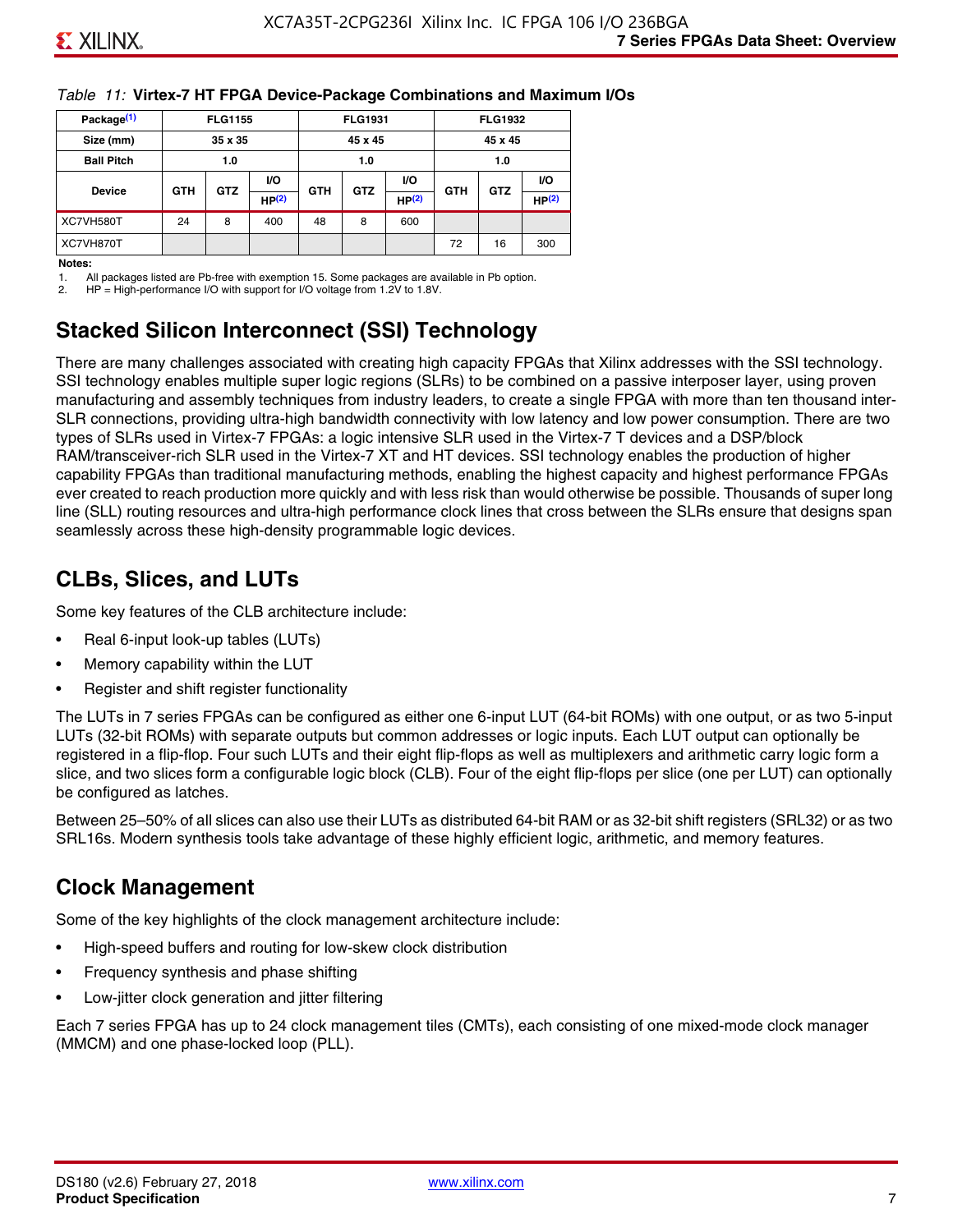*Table 11:* **Virtex-7 HT FPGA Device-Package Combinations and Maximum I/Os**

| Package[(1)] | FLG1155 | | | FLG1931 | | | FLG1932 | | |
|---|---|---|---|---|---|---|---|---|---|
| Size (mm) | 35 x 35 | | | 45 x 45 | | | 45 x 45 | | |
| Ball Pitch | 1.0 | | | 1.0 | | | 1.0 | | |
| Device | GTH | GTZ | I/O HP[(2)] | GTH | GTZ | I/O HP[(2)] | GTH | GTZ | I/O HP[(2)] |
| XC7VH580T | 24 | 8 | 400 | 48 | 8 | 600 | | | |
| XC7VH870T | | | | | | | 72 | 16 | 300 |

**Notes:**

1. All packages listed are Pb-free with exemption 15. Some packages are available in Pb option.
2. HP = High-performance I/O with support for I/O voltage from 1.2V to 1.8V.

## Stacked Silicon Interconnect (SSI) Technology

There are many challenges associated with creating high capacity FPGAs that Xilinx addresses with the SSI technology. SSI technology enables multiple super logic regions (SLRs) to be combined on a passive interposer layer, using proven manufacturing and assembly techniques from industry leaders, to create a single FPGA with more than ten thousand inter-SLR connections, providing ultra-high bandwidth connectivity with low latency and low power consumption. There are two types of SLRs used in Virtex-7 FPGAs: a logic intensive SLR used in the Virtex-7 T devices and a DSP/block RAM/transceiver-rich SLR used in the Virtex-7 XT and HT devices. SSI technology enables the production of higher capability FPGAs than traditional manufacturing methods, enabling the highest capacity and highest performance FPGAs ever created to reach production more quickly and with less risk than would otherwise be possible. Thousands of super long line (SLL) routing resources and ultra-high performance clock lines that cross between the SLRs ensure that designs span seamlessly across these high-density programmable logic devices.

## CLBs, Slices, and LUTs

Some key features of the CLB architecture include:

- Real 6-input look-up tables (LUTs)
- Memory capability within the LUT
- Register and shift register functionality

The LUTs in 7 series FPGAs can be configured as either one 6-input LUT (64-bit ROMs) with one output, or as two 5-input LUTs (32-bit ROMs) with separate outputs but common addresses or logic inputs. Each LUT output can optionally be registered in a flip-flop. Four such LUTs and their eight flip-flops as well as multiplexers and arithmetic carry logic form a slice, and two slices form a configurable logic block (CLB). Four of the eight flip-flops per slice (one per LUT) can optionally be configured as latches.

Between 25–50% of all slices can also use their LUTs as distributed 64-bit RAM or as 32-bit shift registers (SRL32) or as two SRL16s. Modern synthesis tools take advantage of these highly efficient logic, arithmetic, and memory features.

## Clock Management

Some of the key highlights of the clock management architecture include:

- High-speed buffers and routing for low-skew clock distribution
- Frequency synthesis and phase shifting
- Low-jitter clock generation and jitter filtering

Each 7 series FPGA has up to 24 clock management tiles (CMTs), each consisting of one mixed-mode clock manager (MMCM) and one phase-locked loop (PLL).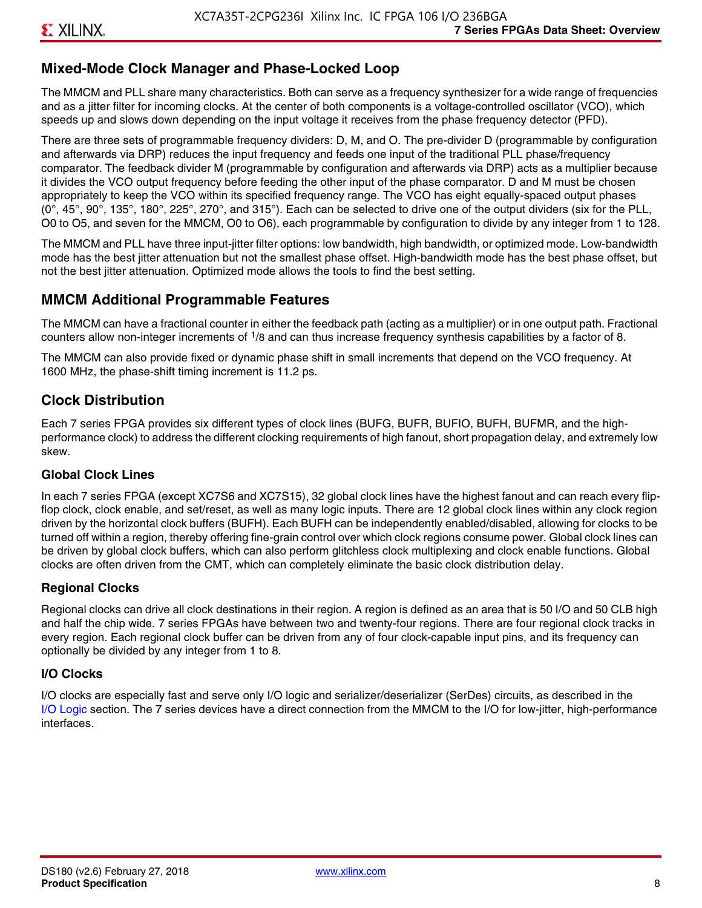## Mixed-Mode Clock Manager and Phase-Locked Loop

The MMCM and PLL share many characteristics. Both can serve as a frequency synthesizer for a wide range of frequencies and as a jitter filter for incoming clocks. At the center of both components is a voltage-controlled oscillator (VCO), which speeds up and slows down depending on the input voltage it receives from the phase frequency detector (PFD).

There are three sets of programmable frequency dividers: D, M, and O. The pre-divider D (programmable by configuration and afterwards via DRP) reduces the input frequency and feeds one input of the traditional PLL phase/frequency comparator. The feedback divider M (programmable by configuration and afterwards via DRP) acts as a multiplier because it divides the VCO output frequency before feeding the other input of the phase comparator. D and M must be chosen appropriately to keep the VCO within its specified frequency range. The VCO has eight equally-spaced output phases (0°, 45°, 90°, 135°, 180°, 225°, 270°, and 315°). Each can be selected to drive one of the output dividers (six for the PLL, O0 to O5, and seven for the MMCM, O0 to O6), each programmable by configuration to divide by any integer from 1 to 128.

The MMCM and PLL have three input-jitter filter options: low bandwidth, high bandwidth, or optimized mode. Low-bandwidth mode has the best jitter attenuation but not the smallest phase offset. High-bandwidth mode has the best phase offset, but not the best jitter attenuation. Optimized mode allows the tools to find the best setting.

## MMCM Additional Programmable Features

The MMCM can have a fractional counter in either the feedback path (acting as a multiplier) or in one output path. Fractional counters allow non-integer increments of $^1/_8$ and can thus increase frequency synthesis capabilities by a factor of 8.

The MMCM can also provide fixed or dynamic phase shift in small increments that depend on the VCO frequency. At 1600 MHz, the phase-shift timing increment is 11.2 ps.

## Clock Distribution

Each 7 series FPGA provides six different types of clock lines (BUFG, BUFR, BUFIO, BUFH, BUFMR, and the high-performance clock) to address the different clocking requirements of high fanout, short propagation delay, and extremely low skew.

### Global Clock Lines

In each 7 series FPGA (except XC7S6 and XC7S15), 32 global clock lines have the highest fanout and can reach every flip-flop clock, clock enable, and set/reset, as well as many logic inputs. There are 12 global clock lines within any clock region driven by the horizontal clock buffers (BUFH). Each BUFH can be independently enabled/disabled, allowing for clocks to be turned off within a region, thereby offering fine-grain control over which clock regions consume power. Global clock lines can be driven by global clock buffers, which can also perform glitchless clock multiplexing and clock enable functions. Global clocks are often driven from the CMT, which can completely eliminate the basic clock distribution delay.

### Regional Clocks

Regional clocks can drive all clock destinations in their region. A region is defined as an area that is 50 I/O and 50 CLB high and half the chip wide. 7 series FPGAs have between two and twenty-four regions. There are four regional clock tracks in every region. Each regional clock buffer can be driven from any of four clock-capable input pins, and its frequency can optionally be divided by any integer from 1 to 8.

### I/O Clocks

I/O clocks are especially fast and serve only I/O logic and serializer/deserializer (SerDes) circuits, as described in the I/O Logic section. The 7 series devices have a direct connection from the MMCM to the I/O for low-jitter, high-performance interfaces.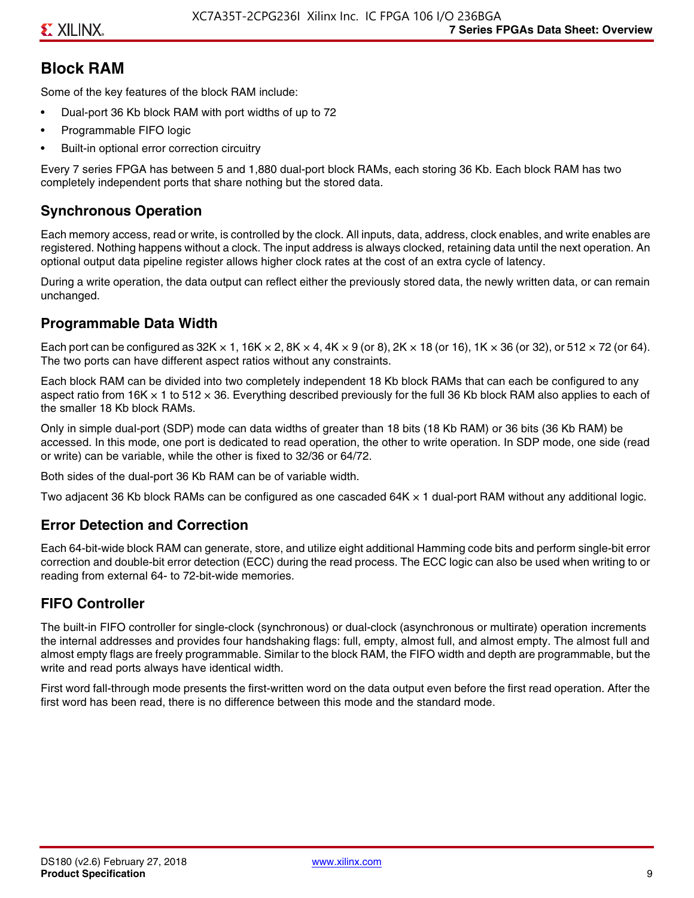## Block RAM

Some of the key features of the block RAM include:

- Dual-port 36 Kb block RAM with port widths of up to 72
- Programmable FIFO logic
- Built-in optional error correction circuitry

Every 7 series FPGA has between 5 and 1,880 dual-port block RAMs, each storing 36 Kb. Each block RAM has two completely independent ports that share nothing but the stored data.

### Synchronous Operation

Each memory access, read or write, is controlled by the clock. All inputs, data, address, clock enables, and write enables are registered. Nothing happens without a clock. The input address is always clocked, retaining data until the next operation. An optional output data pipeline register allows higher clock rates at the cost of an extra cycle of latency.

During a write operation, the data output can reflect either the previously stored data, the newly written data, or can remain unchanged.

### Programmable Data Width

Each port can be configured as 32K × 1, 16K × 2, 8K × 4, 4K × 9 (or 8), 2K × 18 (or 16), 1K × 36 (or 32), or 512 × 72 (or 64). The two ports can have different aspect ratios without any constraints.

Each block RAM can be divided into two completely independent 18 Kb block RAMs that can each be configured to any aspect ratio from 16K × 1 to 512 × 36. Everything described previously for the full 36 Kb block RAM also applies to each of the smaller 18 Kb block RAMs.

Only in simple dual-port (SDP) mode can data widths of greater than 18 bits (18 Kb RAM) or 36 bits (36 Kb RAM) be accessed. In this mode, one port is dedicated to read operation, the other to write operation. In SDP mode, one side (read or write) can be variable, while the other is fixed to 32/36 or 64/72.

Both sides of the dual-port 36 Kb RAM can be of variable width.

Two adjacent 36 Kb block RAMs can be configured as one cascaded 64K × 1 dual-port RAM without any additional logic.

### Error Detection and Correction

Each 64-bit-wide block RAM can generate, store, and utilize eight additional Hamming code bits and perform single-bit error correction and double-bit error detection (ECC) during the read process. The ECC logic can also be used when writing to or reading from external 64- to 72-bit-wide memories.

### FIFO Controller

The built-in FIFO controller for single-clock (synchronous) or dual-clock (asynchronous or multirate) operation increments the internal addresses and provides four handshaking flags: full, empty, almost full, and almost empty. The almost full and almost empty flags are freely programmable. Similar to the block RAM, the FIFO width and depth are programmable, but the write and read ports always have identical width.

First word fall-through mode presents the first-written word on the data output even before the first read operation. After the first word has been read, there is no difference between this mode and the standard mode.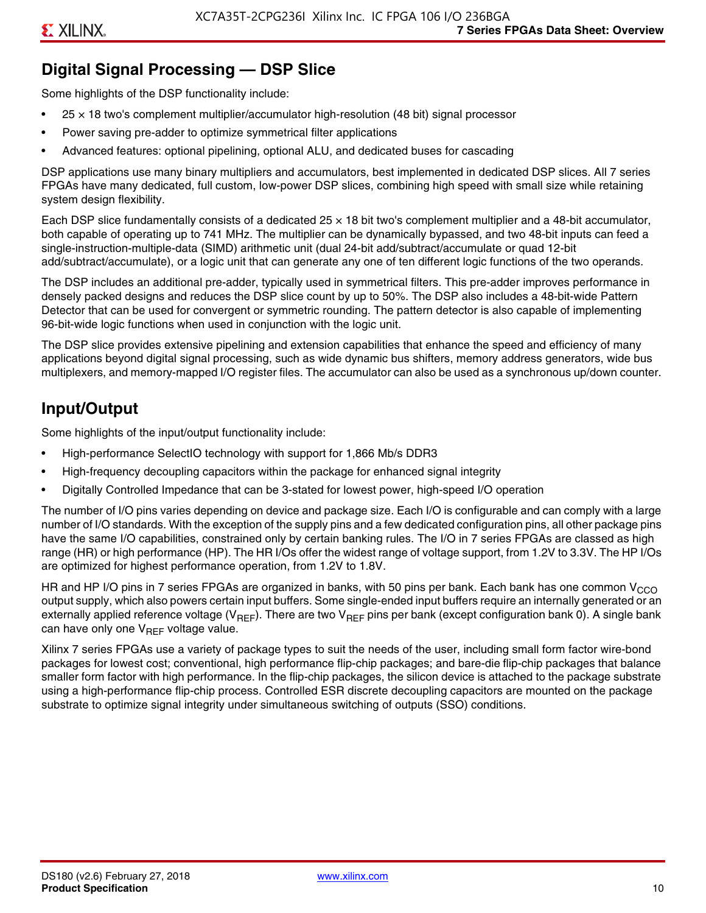## Digital Signal Processing — DSP Slice

Some highlights of the DSP functionality include:

- 25 × 18 two's complement multiplier/accumulator high-resolution (48 bit) signal processor
- Power saving pre-adder to optimize symmetrical filter applications
- Advanced features: optional pipelining, optional ALU, and dedicated buses for cascading

DSP applications use many binary multipliers and accumulators, best implemented in dedicated DSP slices. All 7 series FPGAs have many dedicated, full custom, low-power DSP slices, combining high speed with small size while retaining system design flexibility.

Each DSP slice fundamentally consists of a dedicated 25 × 18 bit two's complement multiplier and a 48-bit accumulator, both capable of operating up to 741 MHz. The multiplier can be dynamically bypassed, and two 48-bit inputs can feed a single-instruction-multiple-data (SIMD) arithmetic unit (dual 24-bit add/subtract/accumulate or quad 12-bit add/subtract/accumulate), or a logic unit that can generate any one of ten different logic functions of the two operands.

The DSP includes an additional pre-adder, typically used in symmetrical filters. This pre-adder improves performance in densely packed designs and reduces the DSP slice count by up to 50%. The DSP also includes a 48-bit-wide Pattern Detector that can be used for convergent or symmetric rounding. The pattern detector is also capable of implementing 96-bit-wide logic functions when used in conjunction with the logic unit.

The DSP slice provides extensive pipelining and extension capabilities that enhance the speed and efficiency of many applications beyond digital signal processing, such as wide dynamic bus shifters, memory address generators, wide bus multiplexers, and memory-mapped I/O register files. The accumulator can also be used as a synchronous up/down counter.

## Input/Output

Some highlights of the input/output functionality include:

- High-performance SelectIO technology with support for 1,866 Mb/s DDR3
- High-frequency decoupling capacitors within the package for enhanced signal integrity
- Digitally Controlled Impedance that can be 3-stated for lowest power, high-speed I/O operation

The number of I/O pins varies depending on device and package size. Each I/O is configurable and can comply with a large number of I/O standards. With the exception of the supply pins and a few dedicated configuration pins, all other package pins have the same I/O capabilities, constrained only by certain banking rules. The I/O in 7 series FPGAs are classed as high range (HR) or high performance (HP). The HR I/Os offer the widest range of voltage support, from 1.2V to 3.3V. The HP I/Os are optimized for highest performance operation, from 1.2V to 1.8V.

HR and HP I/O pins in 7 series FPGAs are organized in banks, with 50 pins per bank. Each bank has one common $V_{CCO}$ output supply, which also powers certain input buffers. Some single-ended input buffers require an internally generated or an externally applied reference voltage ($V_{REF}$). There are two $V_{REF}$ pins per bank (except configuration bank 0). A single bank can have only one $V_{REF}$ voltage value.

Xilinx 7 series FPGAs use a variety of package types to suit the needs of the user, including small form factor wire-bond packages for lowest cost; conventional, high performance flip-chip packages; and bare-die flip-chip packages that balance smaller form factor with high performance. In the flip-chip packages, the silicon device is attached to the package substrate using a high-performance flip-chip process. Controlled ESR discrete decoupling capacitors are mounted on the package substrate to optimize signal integrity under simultaneous switching of outputs (SSO) conditions.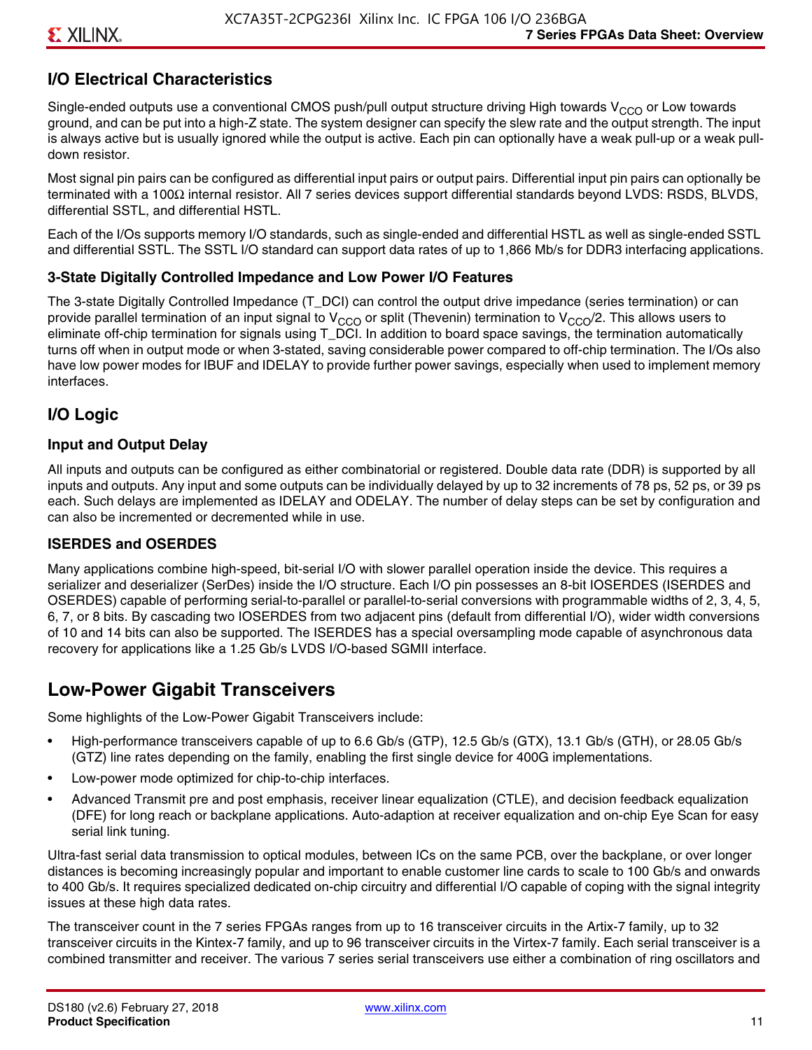## I/O Electrical Characteristics

Single-ended outputs use a conventional CMOS push/pull output structure driving High towards $V_{CCO}$ or Low towards ground, and can be put into a high-Z state. The system designer can specify the slew rate and the output strength. The input is always active but is usually ignored while the output is active. Each pin can optionally have a weak pull-up or a weak pull-down resistor.

Most signal pin pairs can be configured as differential input pairs or output pairs. Differential input pin pairs can optionally be terminated with a 100Ω internal resistor. All 7 series devices support differential standards beyond LVDS: RSDS, BLVDS, differential SSTL, and differential HSTL.

Each of the I/Os supports memory I/O standards, such as single-ended and differential HSTL as well as single-ended SSTL and differential SSTL. The SSTL I/O standard can support data rates of up to 1,866 Mb/s for DDR3 interfacing applications.

### 3-State Digitally Controlled Impedance and Low Power I/O Features

The 3-state Digitally Controlled Impedance (T_DCI) can control the output drive impedance (series termination) or can provide parallel termination of an input signal to $V_{CCO}$ or split (Thevenin) termination to $V_{CCO}/2$. This allows users to eliminate off-chip termination for signals using T_DCI. In addition to board space savings, the termination automatically turns off when in output mode or when 3-stated, saving considerable power compared to off-chip termination. The I/Os also have low power modes for IBUF and IDELAY to provide further power savings, especially when used to implement memory interfaces.

## I/O Logic

### Input and Output Delay

All inputs and outputs can be configured as either combinatorial or registered. Double data rate (DDR) is supported by all inputs and outputs. Any input and some outputs can be individually delayed by up to 32 increments of 78 ps, 52 ps, or 39 ps each. Such delays are implemented as IDELAY and ODELAY. The number of delay steps can be set by configuration and can also be incremented or decremented while in use.

### ISERDES and OSERDES

Many applications combine high-speed, bit-serial I/O with slower parallel operation inside the device. This requires a serializer and deserializer (SerDes) inside the I/O structure. Each I/O pin possesses an 8-bit IOSERDES (ISERDES and OSERDES) capable of performing serial-to-parallel or parallel-to-serial conversions with programmable widths of 2, 3, 4, 5, 6, 7, or 8 bits. By cascading two IOSERDES from two adjacent pins (default from differential I/O), wider width conversions of 10 and 14 bits can also be supported. The ISERDES has a special oversampling mode capable of asynchronous data recovery for applications like a 1.25 Gb/s LVDS I/O-based SGMII interface.

# Low-Power Gigabit Transceivers

Some highlights of the Low-Power Gigabit Transceivers include:

- High-performance transceivers capable of up to 6.6 Gb/s (GTP), 12.5 Gb/s (GTX), 13.1 Gb/s (GTH), or 28.05 Gb/s (GTZ) line rates depending on the family, enabling the first single device for 400G implementations.
- Low-power mode optimized for chip-to-chip interfaces.
- Advanced Transmit pre and post emphasis, receiver linear equalization (CTLE), and decision feedback equalization (DFE) for long reach or backplane applications. Auto-adaption at receiver equalization and on-chip Eye Scan for easy serial link tuning.

Ultra-fast serial data transmission to optical modules, between ICs on the same PCB, over the backplane, or over longer distances is becoming increasingly popular and important to enable customer line cards to scale to 100 Gb/s and onwards to 400 Gb/s. It requires specialized dedicated on-chip circuitry and differential I/O capable of coping with the signal integrity issues at these high data rates.

The transceiver count in the 7 series FPGAs ranges from up to 16 transceiver circuits in the Artix-7 family, up to 32 transceiver circuits in the Kintex-7 family, and up to 96 transceiver circuits in the Virtex-7 family. Each serial transceiver is a combined transmitter and receiver. The various 7 series serial transceivers use either a combination of ring oscillators and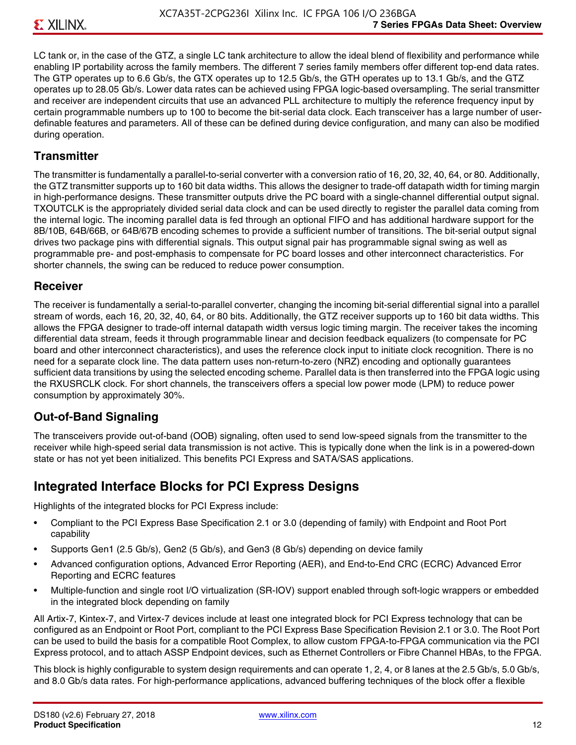LC tank or, in the case of the GTZ, a single LC tank architecture to allow the ideal blend of flexibility and performance while enabling IP portability across the family members. The different 7 series family members offer different top-end data rates. The GTP operates up to 6.6 Gb/s, the GTX operates up to 12.5 Gb/s, the GTH operates up to 13.1 Gb/s, and the GTZ operates up to 28.05 Gb/s. Lower data rates can be achieved using FPGA logic-based oversampling. The serial transmitter and receiver are independent circuits that use an advanced PLL architecture to multiply the reference frequency input by certain programmable numbers up to 100 to become the bit-serial data clock. Each transceiver has a large number of user-definable features and parameters. All of these can be defined during device configuration, and many can also be modified during operation.

### Transmitter

The transmitter is fundamentally a parallel-to-serial converter with a conversion ratio of 16, 20, 32, 40, 64, or 80. Additionally, the GTZ transmitter supports up to 160 bit data widths. This allows the designer to trade-off datapath width for timing margin in high-performance designs. These transmitter outputs drive the PC board with a single-channel differential output signal. TXOUTCLK is the appropriately divided serial data clock and can be used directly to register the parallel data coming from the internal logic. The incoming parallel data is fed through an optional FIFO and has additional hardware support for the 8B/10B, 64B/66B, or 64B/67B encoding schemes to provide a sufficient number of transitions. The bit-serial output signal drives two package pins with differential signals. This output signal pair has programmable signal swing as well as programmable pre- and post-emphasis to compensate for PC board losses and other interconnect characteristics. For shorter channels, the swing can be reduced to reduce power consumption.

### Receiver

The receiver is fundamentally a serial-to-parallel converter, changing the incoming bit-serial differential signal into a parallel stream of words, each 16, 20, 32, 40, 64, or 80 bits. Additionally, the GTZ receiver supports up to 160 bit data widths. This allows the FPGA designer to trade-off internal datapath width versus logic timing margin. The receiver takes the incoming differential data stream, feeds it through programmable linear and decision feedback equalizers (to compensate for PC board and other interconnect characteristics), and uses the reference clock input to initiate clock recognition. There is no need for a separate clock line. The data pattern uses non-return-to-zero (NRZ) encoding and optionally guarantees sufficient data transitions by using the selected encoding scheme. Parallel data is then transferred into the FPGA logic using the RXUSRCLK clock. For short channels, the transceivers offers a special low power mode (LPM) to reduce power consumption by approximately 30%.

### Out-of-Band Signaling

The transceivers provide out-of-band (OOB) signaling, often used to send low-speed signals from the transmitter to the receiver while high-speed serial data transmission is not active. This is typically done when the link is in a powered-down state or has not yet been initialized. This benefits PCI Express and SATA/SAS applications.

## Integrated Interface Blocks for PCI Express Designs

Highlights of the integrated blocks for PCI Express include:

- Compliant to the PCI Express Base Specification 2.1 or 3.0 (depending of family) with Endpoint and Root Port capability
- Supports Gen1 (2.5 Gb/s), Gen2 (5 Gb/s), and Gen3 (8 Gb/s) depending on device family
- Advanced configuration options, Advanced Error Reporting (AER), and End-to-End CRC (ECRC) Advanced Error Reporting and ECRC features
- Multiple-function and single root I/O virtualization (SR-IOV) support enabled through soft-logic wrappers or embedded in the integrated block depending on family

All Artix-7, Kintex-7, and Virtex-7 devices include at least one integrated block for PCI Express technology that can be configured as an Endpoint or Root Port, compliant to the PCI Express Base Specification Revision 2.1 or 3.0. The Root Port can be used to build the basis for a compatible Root Complex, to allow custom FPGA-to-FPGA communication via the PCI Express protocol, and to attach ASSP Endpoint devices, such as Ethernet Controllers or Fibre Channel HBAs, to the FPGA.

This block is highly configurable to system design requirements and can operate 1, 2, 4, or 8 lanes at the 2.5 Gb/s, 5.0 Gb/s, and 8.0 Gb/s data rates. For high-performance applications, advanced buffering techniques of the block offer a flexible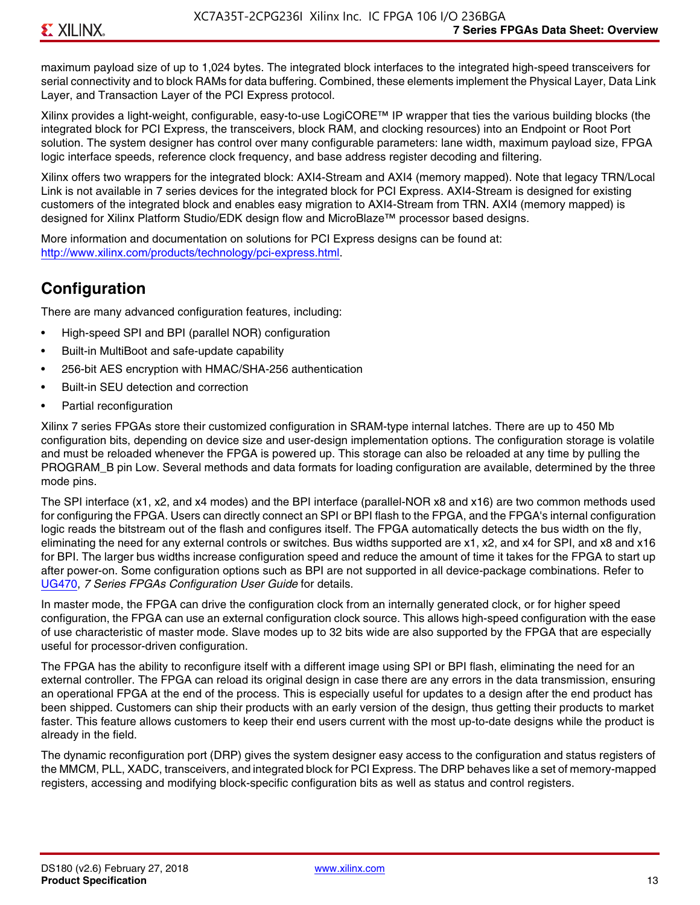maximum payload size of up to 1,024 bytes. The integrated block interfaces to the integrated high-speed transceivers for serial connectivity and to block RAMs for data buffering. Combined, these elements implement the Physical Layer, Data Link Layer, and Transaction Layer of the PCI Express protocol.

Xilinx provides a light-weight, configurable, easy-to-use LogiCORE™ IP wrapper that ties the various building blocks (the integrated block for PCI Express, the transceivers, block RAM, and clocking resources) into an Endpoint or Root Port solution. The system designer has control over many configurable parameters: lane width, maximum payload size, FPGA logic interface speeds, reference clock frequency, and base address register decoding and filtering.

Xilinx offers two wrappers for the integrated block: AXI4-Stream and AXI4 (memory mapped). Note that legacy TRN/Local Link is not available in 7 series devices for the integrated block for PCI Express. AXI4-Stream is designed for existing customers of the integrated block and enables easy migration to AXI4-Stream from TRN. AXI4 (memory mapped) is designed for Xilinx Platform Studio/EDK design flow and MicroBlaze™ processor based designs.

More information and documentation on solutions for PCI Express designs can be found at: http://www.xilinx.com/products/technology/pci-express.html.

## Configuration

There are many advanced configuration features, including:

- High-speed SPI and BPI (parallel NOR) configuration
- Built-in MultiBoot and safe-update capability
- 256-bit AES encryption with HMAC/SHA-256 authentication
- Built-in SEU detection and correction
- Partial reconfiguration

Xilinx 7 series FPGAs store their customized configuration in SRAM-type internal latches. There are up to 450 Mb configuration bits, depending on device size and user-design implementation options. The configuration storage is volatile and must be reloaded whenever the FPGA is powered up. This storage can also be reloaded at any time by pulling the PROGRAM_B pin Low. Several methods and data formats for loading configuration are available, determined by the three mode pins.

The SPI interface (x1, x2, and x4 modes) and the BPI interface (parallel-NOR x8 and x16) are two common methods used for configuring the FPGA. Users can directly connect an SPI or BPI flash to the FPGA, and the FPGA's internal configuration logic reads the bitstream out of the flash and configures itself. The FPGA automatically detects the bus width on the fly, eliminating the need for any external controls or switches. Bus widths supported are x1, x2, and x4 for SPI, and x8 and x16 for BPI. The larger bus widths increase configuration speed and reduce the amount of time it takes for the FPGA to start up after power-on. Some configuration options such as BPI are not supported in all device-package combinations. Refer to UG470, *7 Series FPGAs Configuration User Guide* for details.

In master mode, the FPGA can drive the configuration clock from an internally generated clock, or for higher speed configuration, the FPGA can use an external configuration clock source. This allows high-speed configuration with the ease of use characteristic of master mode. Slave modes up to 32 bits wide are also supported by the FPGA that are especially useful for processor-driven configuration.

The FPGA has the ability to reconfigure itself with a different image using SPI or BPI flash, eliminating the need for an external controller. The FPGA can reload its original design in case there are any errors in the data transmission, ensuring an operational FPGA at the end of the process. This is especially useful for updates to a design after the end product has been shipped. Customers can ship their products with an early version of the design, thus getting their products to market faster. This feature allows customers to keep their end users current with the most up-to-date designs while the product is already in the field.

The dynamic reconfiguration port (DRP) gives the system designer easy access to the configuration and status registers of the MMCM, PLL, XADC, transceivers, and integrated block for PCI Express. The DRP behaves like a set of memory-mapped registers, accessing and modifying block-specific configuration bits as well as status and control registers.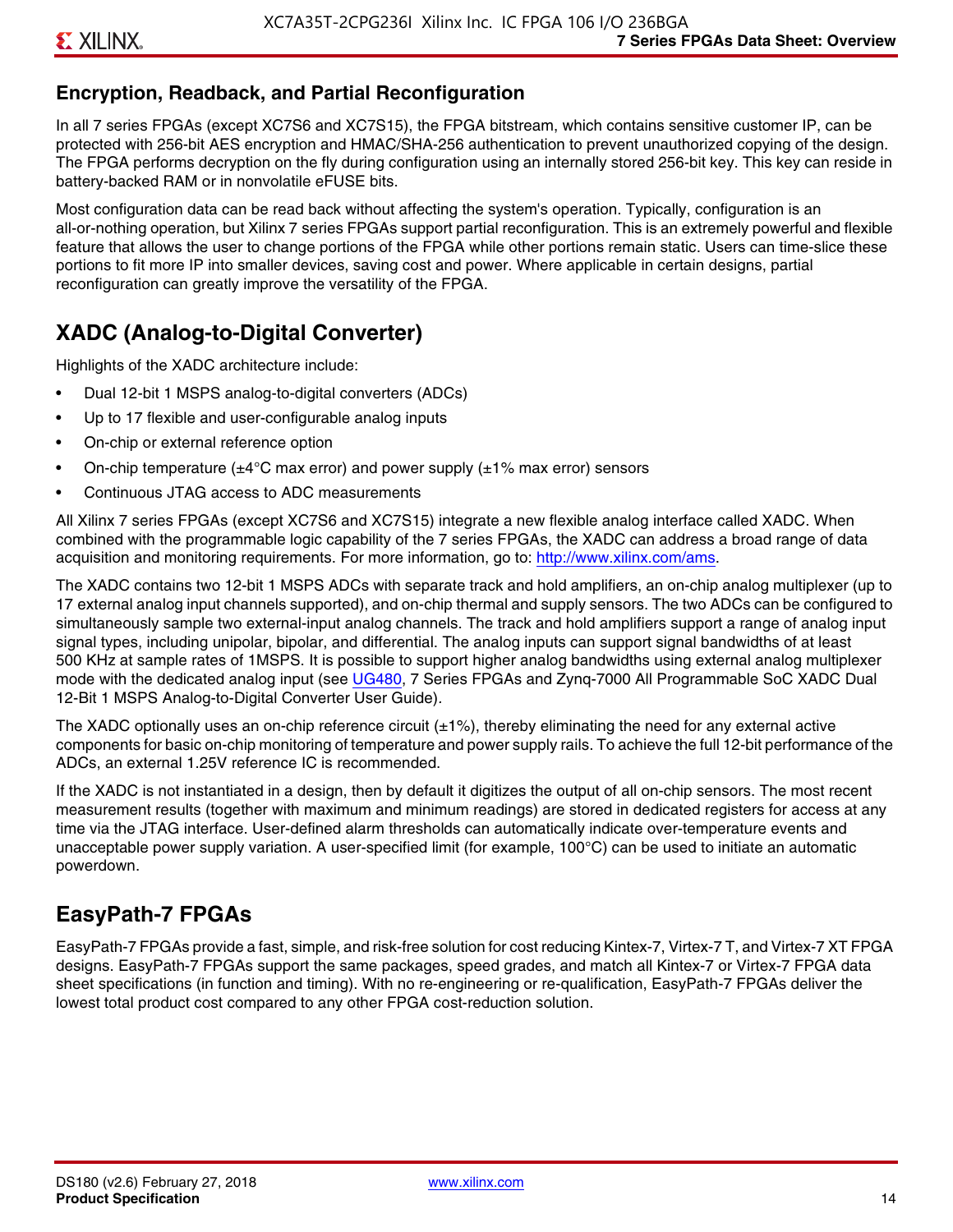## Encryption, Readback, and Partial Reconfiguration

In all 7 series FPGAs (except XC7S6 and XC7S15), the FPGA bitstream, which contains sensitive customer IP, can be protected with 256-bit AES encryption and HMAC/SHA-256 authentication to prevent unauthorized copying of the design. The FPGA performs decryption on the fly during configuration using an internally stored 256-bit key. This key can reside in battery-backed RAM or in nonvolatile eFUSE bits.

Most configuration data can be read back without affecting the system's operation. Typically, configuration is an all-or-nothing operation, but Xilinx 7 series FPGAs support partial reconfiguration. This is an extremely powerful and flexible feature that allows the user to change portions of the FPGA while other portions remain static. Users can time-slice these portions to fit more IP into smaller devices, saving cost and power. Where applicable in certain designs, partial reconfiguration can greatly improve the versatility of the FPGA.

## XADC (Analog-to-Digital Converter)

Highlights of the XADC architecture include:

- Dual 12-bit 1 MSPS analog-to-digital converters (ADCs)
- Up to 17 flexible and user-configurable analog inputs
- On-chip or external reference option
- On-chip temperature (±4°C max error) and power supply (±1% max error) sensors
- Continuous JTAG access to ADC measurements

All Xilinx 7 series FPGAs (except XC7S6 and XC7S15) integrate a new flexible analog interface called XADC. When combined with the programmable logic capability of the 7 series FPGAs, the XADC can address a broad range of data acquisition and monitoring requirements. For more information, go to: http://www.xilinx.com/ams.

The XADC contains two 12-bit 1 MSPS ADCs with separate track and hold amplifiers, an on-chip analog multiplexer (up to 17 external analog input channels supported), and on-chip thermal and supply sensors. The two ADCs can be configured to simultaneously sample two external-input analog channels. The track and hold amplifiers support a range of analog input signal types, including unipolar, bipolar, and differential. The analog inputs can support signal bandwidths of at least 500 KHz at sample rates of 1MSPS. It is possible to support higher analog bandwidths using external analog multiplexer mode with the dedicated analog input (see UG480, 7 Series FPGAs and Zynq-7000 All Programmable SoC XADC Dual 12-Bit 1 MSPS Analog-to-Digital Converter User Guide).

The XADC optionally uses an on-chip reference circuit (±1%), thereby eliminating the need for any external active components for basic on-chip monitoring of temperature and power supply rails. To achieve the full 12-bit performance of the ADCs, an external 1.25V reference IC is recommended.

If the XADC is not instantiated in a design, then by default it digitizes the output of all on-chip sensors. The most recent measurement results (together with maximum and minimum readings) are stored in dedicated registers for access at any time via the JTAG interface. User-defined alarm thresholds can automatically indicate over-temperature events and unacceptable power supply variation. A user-specified limit (for example, 100°C) can be used to initiate an automatic powerdown.

## EasyPath-7 FPGAs

EasyPath-7 FPGAs provide a fast, simple, and risk-free solution for cost reducing Kintex-7, Virtex-7 T, and Virtex-7 XT FPGA designs. EasyPath-7 FPGAs support the same packages, speed grades, and match all Kintex-7 or Virtex-7 FPGA data sheet specifications (in function and timing). With no re-engineering or re-qualification, EasyPath-7 FPGAs deliver the lowest total product cost compared to any other FPGA cost-reduction solution.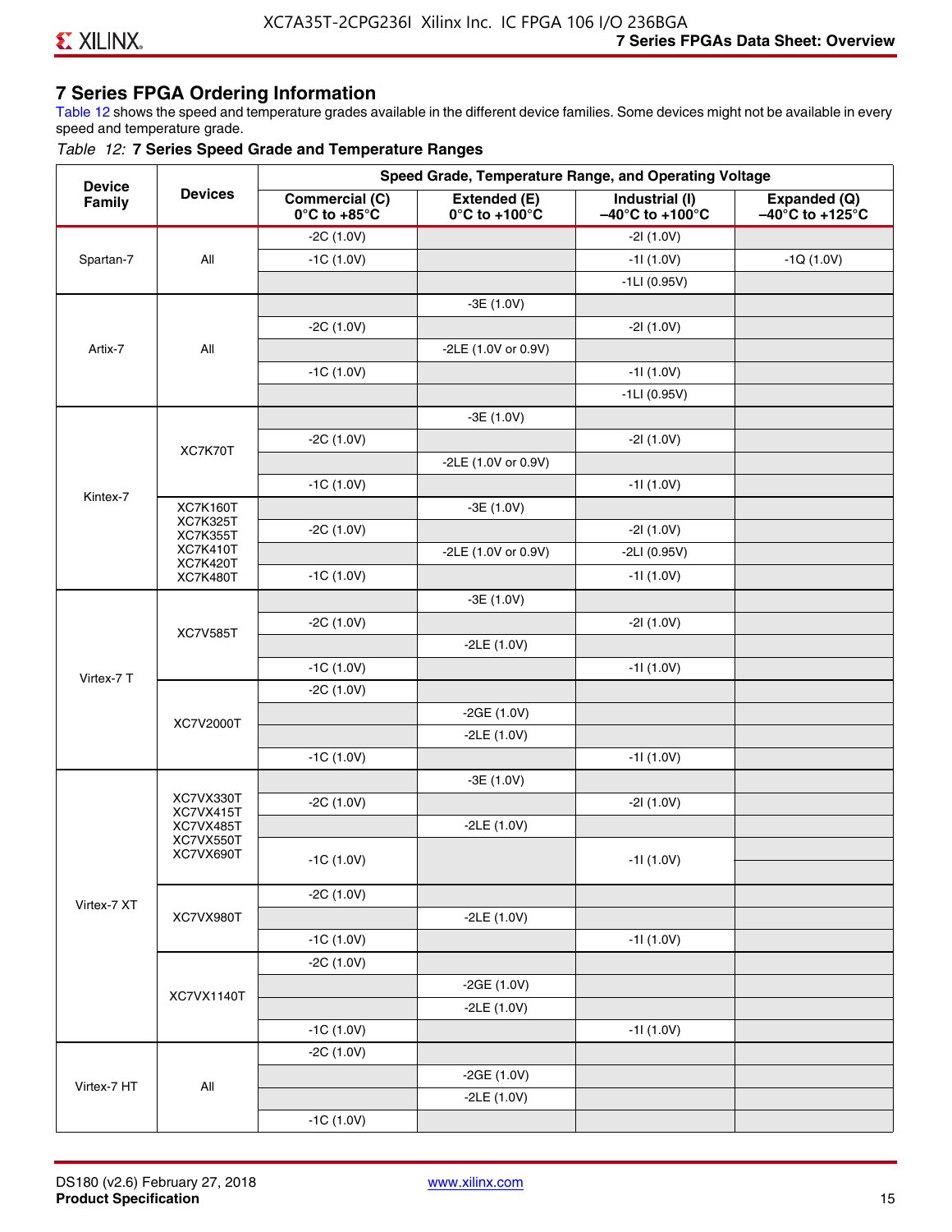## 7 Series FPGA Ordering Information

Table 12 shows the speed and temperature grades available in the different device families. Some devices might not be available in every speed and temperature grade.

*Table 12:* **7 Series Speed Grade and Temperature Ranges**

| Device Family | Devices | Speed Grade, Temperature Range, and Operating Voltage | | | |
|---|---|---|---|---|---|
| | | Commercial (C) 0°C to +85°C | Extended (E) 0°C to +100°C | Industrial (I) –40°C to +100°C | Expanded (Q) –40°C to +125°C |
| Spartan-7 | All | -2C (1.0V) | | -2I (1.0V) | |
| | | -1C (1.0V) | | -1I (1.0V) | -1Q (1.0V) |
| | | | | -1LI (0.95V) | |
| Artix-7 | All | | -3E (1.0V) | | |
| | | -2C (1.0V) | | -2I (1.0V) | |
| | | | -2LE (1.0V or 0.9V) | | |
| | | -1C (1.0V) | | -1I (1.0V) | |
| | | | | -1LI (0.95V) | |
| Kintex-7 | XC7K70T | | -3E (1.0V) | | |
| | | -2C (1.0V) | | -2I (1.0V) | |
| | | | -2LE (1.0V or 0.9V) | | |
| | | -1C (1.0V) | | -1I (1.0V) | |
| | XC7K160T XC7K325T XC7K355T XC7K410T XC7K420T XC7K480T | | -3E (1.0V) | | |
| | | -2C (1.0V) | | -2I (1.0V) | |
| | | | -2LE (1.0V or 0.9V) | -2LI (0.95V) | |
| | | -1C (1.0V) | | -1I (1.0V) | |
| Virtex-7 T | XC7V585T | | -3E (1.0V) | | |
| | | -2C (1.0V) | | -2I (1.0V) | |
| | | | -2LE (1.0V) | | |
| | | -1C (1.0V) | | -1I (1.0V) | |
| | XC7V2000T | -2C (1.0V) | | | |
| | | | -2GE (1.0V) | | |
| | | | -2LE (1.0V) | | |
| | | -1C (1.0V) | | -1I (1.0V) | |
| Virtex-7 XT | XC7VX330T XC7VX415T XC7VX485T XC7VX550T XC7VX690T | | -3E (1.0V) | | |
| | | -2C (1.0V) | | -2I (1.0V) | |
| | | | -2LE (1.0V) | | |
| | | -1C (1.0V) | | -1I (1.0V) | |
| | XC7VX980T | -2C (1.0V) | | | |
| | | | -2LE (1.0V) | | |
| | | -1C (1.0V) | | -1I (1.0V) | |
| | XC7VX1140T | -2C (1.0V) | | | |
| | | | -2GE (1.0V) | | |
| | | | -2LE (1.0V) | | |
| | | -1C (1.0V) | | -1I (1.0V) | |
| Virtex-7 HT | All | -2C (1.0V) | | | |
| | | | -2GE (1.0V) | | |
| | | | -2LE (1.0V) | | |
| | | -1C (1.0V) | | | |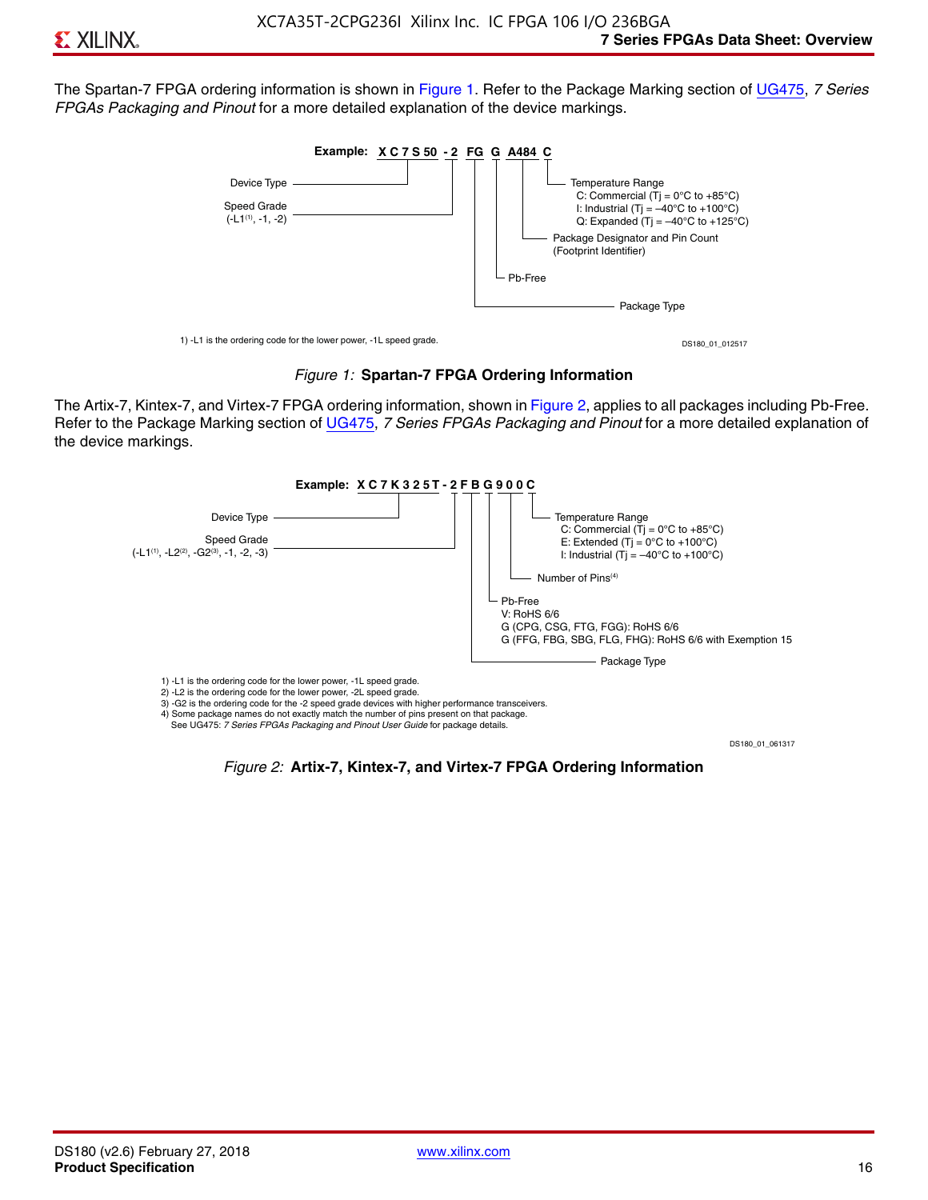The Spartan-7 FPGA ordering information is shown in Figure 1. Refer to the Package Marking section of UG475, *7 Series FPGAs Packaging and Pinout* for a more detailed explanation of the device markings.

**Example: XC7S50 -2 FG G A484 C**

- XC7S50 — Device Type
- -2 — Speed Grade (-L1[1], -1, -2)
- FG — Package Type
- G — Pb-Free
- A484 — Package Designator and Pin Count (Footprint Identifier)
- C — Temperature Range
  - C: Commercial (Tj = 0°C to +85°C)
  - I: Industrial (Tj = –40°C to +100°C)
  - Q: Expanded (Tj = –40°C to +125°C)

1) -L1 is the ordering code for the lower power, -1L speed grade.

DS180_01_012517

*Figure 1:* **Spartan-7 FPGA Ordering Information**

The Artix-7, Kintex-7, and Virtex-7 FPGA ordering information, shown in Figure 2, applies to all packages including Pb-Free. Refer to the Package Marking section of UG475, *7 Series FPGAs Packaging and Pinout* for a more detailed explanation of the device markings.

**Example: XC7K325T -2 FB G 900 C**

- XC7K325T — Device Type
- -2 — Speed Grade (-L1[1], -L2[2], -G2[3], -1, -2, -3)
- FB — Package Type
- G — Pb-Free
  - V: RoHS 6/6
  - G (CPG, CSG, FTG, FGG): RoHS 6/6
  - G (FFG, FBG, SBG, FLG, FHG): RoHS 6/6 with Exemption 15
- 900 — Number of Pins[4]
- C — Temperature Range
  - C: Commercial (Tj = 0°C to +85°C)
  - E: Extended (Tj = 0°C to +100°C)
  - I: Industrial (Tj = –40°C to +100°C)

1) -L1 is the ordering code for the lower power, -1L speed grade.
2) -L2 is the ordering code for the lower power, -2L speed grade.
3) -G2 is the ordering code for the -2 speed grade devices with higher performance transceivers.
4) Some package names do not exactly match the number of pins present on that package. See UG475: *7 Series FPGAs Packaging and Pinout User Guide* for package details.

DS180_01_061317

*Figure 2:* **Artix-7, Kintex-7, and Virtex-7 FPGA Ordering Information**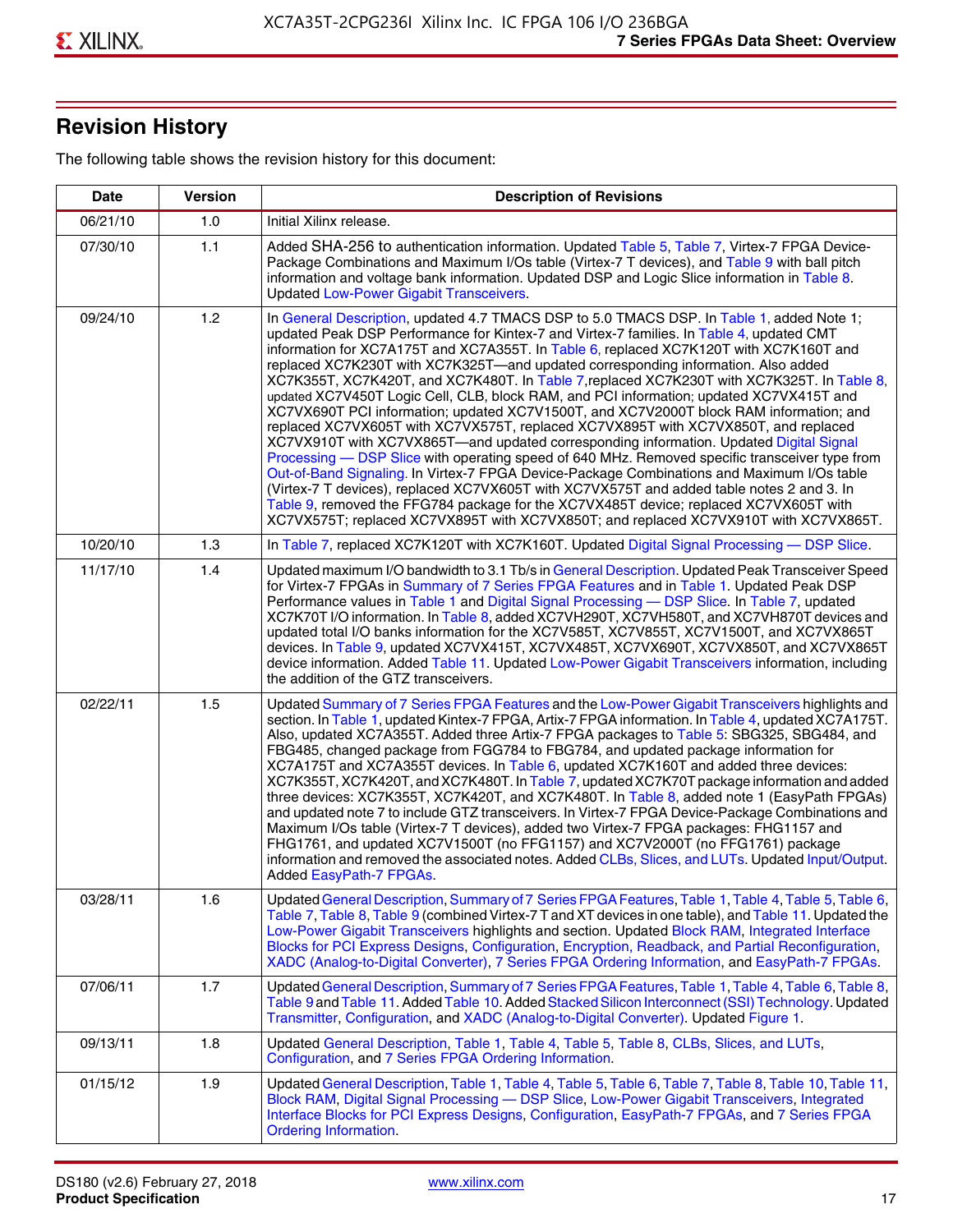## Revision History

The following table shows the revision history for this document:

| Date | Version | Description of Revisions |
|---|---|---|
| 06/21/10 | 1.0 | Initial Xilinx release. |
| 07/30/10 | 1.1 | Added SHA-256 to authentication information. Updated Table 5, Table 7, Virtex-7 FPGA Device-Package Combinations and Maximum I/Os table (Virtex-7 T devices), and Table 9 with ball pitch information and voltage bank information. Updated DSP and Logic Slice information in Table 8. Updated Low-Power Gigabit Transceivers. |
| 09/24/10 | 1.2 | In General Description, updated 4.7 TMACS DSP to 5.0 TMACS DSP. In Table 1, added Note 1; updated Peak DSP Performance for Kintex-7 and Virtex-7 families. In Table 4, updated CMT information for XC7A175T and XC7A355T. In Table 6, replaced XC7K120T with XC7K160T and replaced XC7K230T with XC7K325T—and updated corresponding information. Also added XC7K355T, XC7K420T, and XC7K480T. In Table 7,replaced XC7K230T with XC7K325T. In Table 8, updated XC7V450T Logic Cell, CLB, block RAM, and PCI information; updated XC7VX415T and XC7VX690T PCI information; updated XC7V1500T, and XC7V2000T block RAM information; and replaced XC7VX605T with XC7VX575T, replaced XC7VX895T with XC7VX850T, and replaced XC7VX910T with XC7VX865T—and updated corresponding information. Updated Digital Signal Processing — DSP Slice with operating speed of 640 MHz. Removed specific transceiver type from Out-of-Band Signaling. In Virtex-7 FPGA Device-Package Combinations and Maximum I/Os table (Virtex-7 T devices), replaced XC7VX605T with XC7VX575T and added table notes 2 and 3. In Table 9, removed the FFG784 package for the XC7VX485T device; replaced XC7VX605T with XC7VX575T; replaced XC7VX895T with XC7VX850T; and replaced XC7VX910T with XC7VX865T. |
| 10/20/10 | 1.3 | In Table 7, replaced XC7K120T with XC7K160T. Updated Digital Signal Processing — DSP Slice. |
| 11/17/10 | 1.4 | Updated maximum I/O bandwidth to 3.1 Tb/s in General Description. Updated Peak Transceiver Speed for Virtex-7 FPGAs in Summary of 7 Series FPGA Features and in Table 1. Updated Peak DSP Performance values in Table 1 and Digital Signal Processing — DSP Slice. In Table 7, updated XC7K70T I/O information. In Table 8, added XC7VH290T, XC7VH580T, and XC7VH870T devices and updated total I/O banks information for the XC7V585T, XC7V855T, XC7V1500T, and XC7VX865T devices. In Table 9, updated XC7VX415T, XC7VX485T, XC7VX690T, XC7VX850T, and XC7VX865T device information. Added Table 11. Updated Low-Power Gigabit Transceivers information, including the addition of the GTZ transceivers. |
| 02/22/11 | 1.5 | Updated Summary of 7 Series FPGA Features and the Low-Power Gigabit Transceivers highlights and section. In Table 1, updated Kintex-7 FPGA, Artix-7 FPGA information. In Table 4, updated XC7A175T. Also, updated XC7A355T. Added three Artix-7 FPGA packages to Table 5: SBG325, SBG484, and FBG485, changed package from FGG784 to FBG784, and updated package information for XC7A175T and XC7A355T devices. In Table 6, updated XC7K160T and added three devices: XC7K355T, XC7K420T, and XC7K480T. In Table 7, updated XC7K70T package information and added three devices: XC7K355T, XC7K420T, and XC7K480T. In Table 8, added note 1 (EasyPath FPGAs) and updated note 7 to include GTZ transceivers. In Virtex-7 FPGA Device-Package Combinations and Maximum I/Os table (Virtex-7 T devices), added two Virtex-7 FPGA packages: FHG1157 and FHG1761, and updated XC7V1500T (no FFG1157) and XC7V2000T (no FFG1761) package information and removed the associated notes. Added CLBs, Slices, and LUTs. Updated Input/Output. Added EasyPath-7 FPGAs. |
| 03/28/11 | 1.6 | Updated General Description, Summary of 7 Series FPGA Features, Table 1, Table 4, Table 5, Table 6, Table 7, Table 8, Table 9 (combined Virtex-7 T and XT devices in one table), and Table 11. Updated the Low-Power Gigabit Transceivers highlights and section. Updated Block RAM, Integrated Interface Blocks for PCI Express Designs, Configuration, Encryption, Readback, and Partial Reconfiguration, XADC (Analog-to-Digital Converter), 7 Series FPGA Ordering Information, and EasyPath-7 FPGAs. |
| 07/06/11 | 1.7 | Updated General Description, Summary of 7 Series FPGA Features, Table 1, Table 4, Table 6, Table 8, Table 9 and Table 11. Added Table 10. Added Stacked Silicon Interconnect (SSI) Technology. Updated Transmitter, Configuration, and XADC (Analog-to-Digital Converter). Updated Figure 1. |
| 09/13/11 | 1.8 | Updated General Description, Table 1, Table 4, Table 5, Table 8, CLBs, Slices, and LUTs, Configuration, and 7 Series FPGA Ordering Information. |
| 01/15/12 | 1.9 | Updated General Description, Table 1, Table 4, Table 5, Table 6, Table 7, Table 8, Table 10, Table 11, Block RAM, Digital Signal Processing — DSP Slice, Low-Power Gigabit Transceivers, Integrated Interface Blocks for PCI Express Designs, Configuration, EasyPath-7 FPGAs, and 7 Series FPGA Ordering Information. |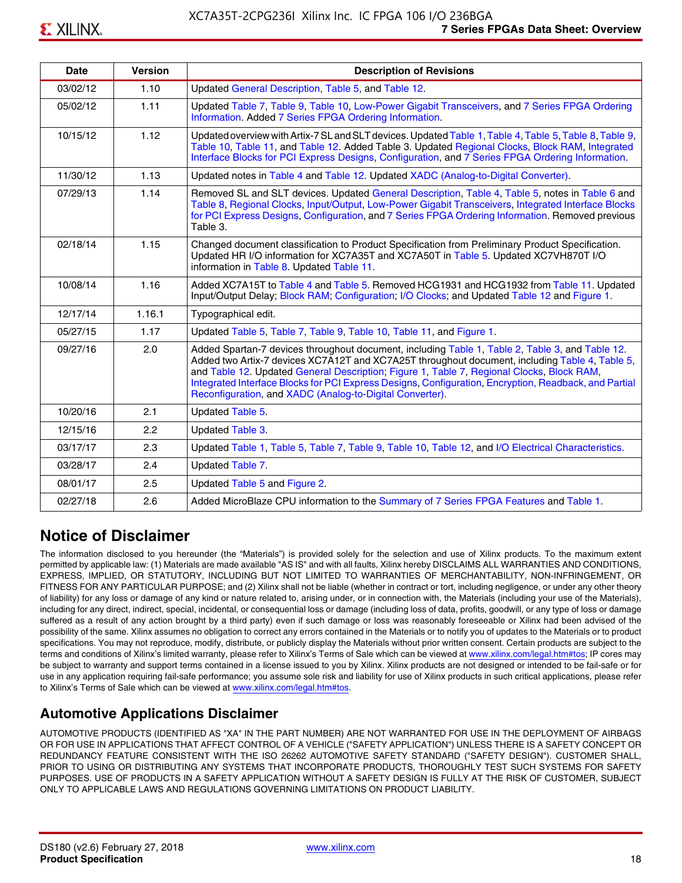| Date | Version | Description of Revisions |
|---|---|---|
| 03/02/12 | 1.10 | Updated General Description, Table 5, and Table 12. |
| 05/02/12 | 1.11 | Updated Table 7, Table 9, Table 10, Low-Power Gigabit Transceivers, and 7 Series FPGA Ordering Information. Added 7 Series FPGA Ordering Information. |
| 10/15/12 | 1.12 | Updated overview with Artix-7 SL and SLT devices. Updated Table 1, Table 4, Table 5, Table 8, Table 9, Table 10, Table 11, and Table 12. Added Table 3. Updated Regional Clocks, Block RAM, Integrated Interface Blocks for PCI Express Designs, Configuration, and 7 Series FPGA Ordering Information. |
| 11/30/12 | 1.13 | Updated notes in Table 4 and Table 12. Updated XADC (Analog-to-Digital Converter). |
| 07/29/13 | 1.14 | Removed SL and SLT devices. Updated General Description, Table 4, Table 5, notes in Table 6 and Table 8, Regional Clocks, Input/Output, Low-Power Gigabit Transceivers, Integrated Interface Blocks for PCI Express Designs, Configuration, and 7 Series FPGA Ordering Information. Removed previous Table 3. |
| 02/18/14 | 1.15 | Changed document classification to Product Specification from Preliminary Product Specification. Updated HR I/O information for XC7A35T and XC7A50T in Table 5. Updated XC7VH870T I/O information in Table 8. Updated Table 11. |
| 10/08/14 | 1.16 | Added XC7A15T to Table 4 and Table 5. Removed HCG1931 and HCG1932 from Table 11. Updated Input/Output Delay; Block RAM; Configuration; I/O Clocks; and Updated Table 12 and Figure 1. |
| 12/17/14 | 1.16.1 | Typographical edit. |
| 05/27/15 | 1.17 | Updated Table 5, Table 7, Table 9, Table 10, Table 11, and Figure 1. |
| 09/27/16 | 2.0 | Added Spartan-7 devices throughout document, including Table 1, Table 2, Table 3, and Table 12. Added two Artix-7 devices XC7A12T and XC7A25T throughout document, including Table 4, Table 5, and Table 12. Updated General Description; Figure 1, Table 7, Regional Clocks, Block RAM, Integrated Interface Blocks for PCI Express Designs, Configuration, Encryption, Readback, and Partial Reconfiguration, and XADC (Analog-to-Digital Converter). |
| 10/20/16 | 2.1 | Updated Table 5. |
| 12/15/16 | 2.2 | Updated Table 3. |
| 03/17/17 | 2.3 | Updated Table 1, Table 5, Table 7, Table 9, Table 10, Table 12, and I/O Electrical Characteristics. |
| 03/28/17 | 2.4 | Updated Table 7. |
| 08/01/17 | 2.5 | Updated Table 5 and Figure 2. |
| 02/27/18 | 2.6 | Added MicroBlaze CPU information to the Summary of 7 Series FPGA Features and Table 1. |

## Notice of Disclaimer

The information disclosed to you hereunder (the "Materials") is provided solely for the selection and use of Xilinx products. To the maximum extent permitted by applicable law: (1) Materials are made available "AS IS" and with all faults, Xilinx hereby DISCLAIMS ALL WARRANTIES AND CONDITIONS, EXPRESS, IMPLIED, OR STATUTORY, INCLUDING BUT NOT LIMITED TO WARRANTIES OF MERCHANTABILITY, NON-INFRINGEMENT, OR FITNESS FOR ANY PARTICULAR PURPOSE; and (2) Xilinx shall not be liable (whether in contract or tort, including negligence, or under any other theory of liability) for any loss or damage of any kind or nature related to, arising under, or in connection with, the Materials (including your use of the Materials), including for any direct, indirect, special, incidental, or consequential loss or damage (including loss of data, profits, goodwill, or any type of loss or damage suffered as a result of any action brought by a third party) even if such damage or loss was reasonably foreseeable or Xilinx had been advised of the possibility of the same. Xilinx assumes no obligation to correct any errors contained in the Materials or to notify you of updates to the Materials or to product specifications. You may not reproduce, modify, distribute, or publicly display the Materials without prior written consent. Certain products are subject to the terms and conditions of Xilinx's limited warranty, please refer to Xilinx's Terms of Sale which can be viewed at www.xilinx.com/legal.htm#tos; IP cores may be subject to warranty and support terms contained in a license issued to you by Xilinx. Xilinx products are not designed or intended to be fail-safe or for use in any application requiring fail-safe performance; you assume sole risk and liability for use of Xilinx products in such critical applications, please refer to Xilinx's Terms of Sale which can be viewed at www.xilinx.com/legal.htm#tos.

## Automotive Applications Disclaimer

AUTOMOTIVE PRODUCTS (IDENTIFIED AS "XA" IN THE PART NUMBER) ARE NOT WARRANTED FOR USE IN THE DEPLOYMENT OF AIRBAGS OR FOR USE IN APPLICATIONS THAT AFFECT CONTROL OF A VEHICLE ("SAFETY APPLICATION") UNLESS THERE IS A SAFETY CONCEPT OR REDUNDANCY FEATURE CONSISTENT WITH THE ISO 26262 AUTOMOTIVE SAFETY STANDARD ("SAFETY DESIGN"). CUSTOMER SHALL, PRIOR TO USING OR DISTRIBUTING ANY SYSTEMS THAT INCORPORATE PRODUCTS, THOROUGHLY TEST SUCH SYSTEMS FOR SAFETY PURPOSES. USE OF PRODUCTS IN A SAFETY APPLICATION WITHOUT A SAFETY DESIGN IS FULLY AT THE RISK OF CUSTOMER, SUBJECT ONLY TO APPLICABLE LAWS AND REGULATIONS GOVERNING LIMITATIONS ON PRODUCT LIABILITY.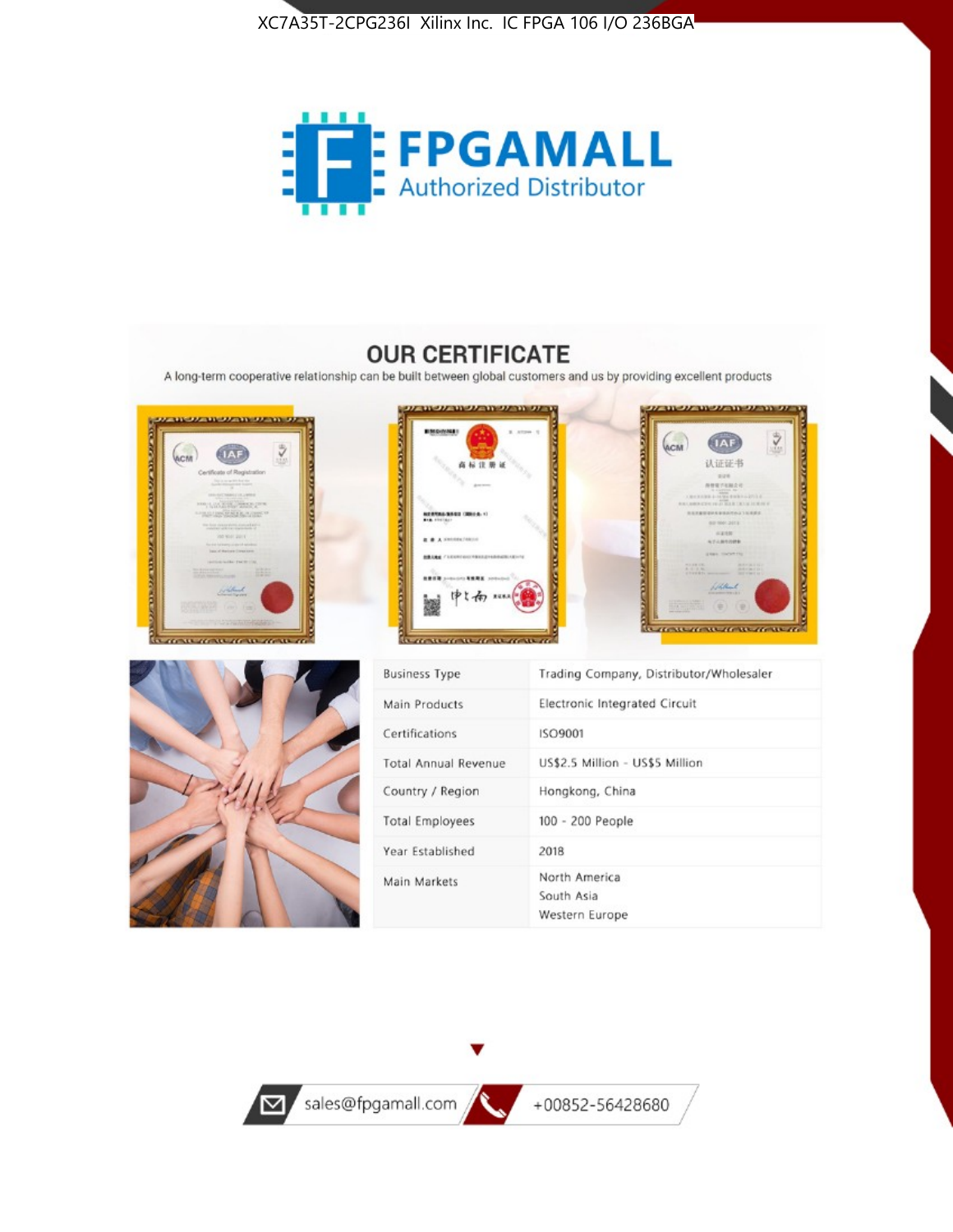# FPGAMALL

Authorized Distributor

## OUR CERTIFICATE

A long-term cooperative relationship can be built between global customers and us by providing excellent products

| | |
|---|---|
| Business Type | Trading Company, Distributor/Wholesaler |
| Main Products | Electronic Integrated Circuit |
| Certifications | ISO9001 |
| Total Annual Revenue | US$2.5 Million - US$5 Million |
| Country / Region | Hongkong, China |
| Total Employees | 100 - 200 People |
| Year Established | 2018 |
| Main Markets | North America<br>South Asia<br>Western Europe |

sales@fpgamall.com

+00852-56428680